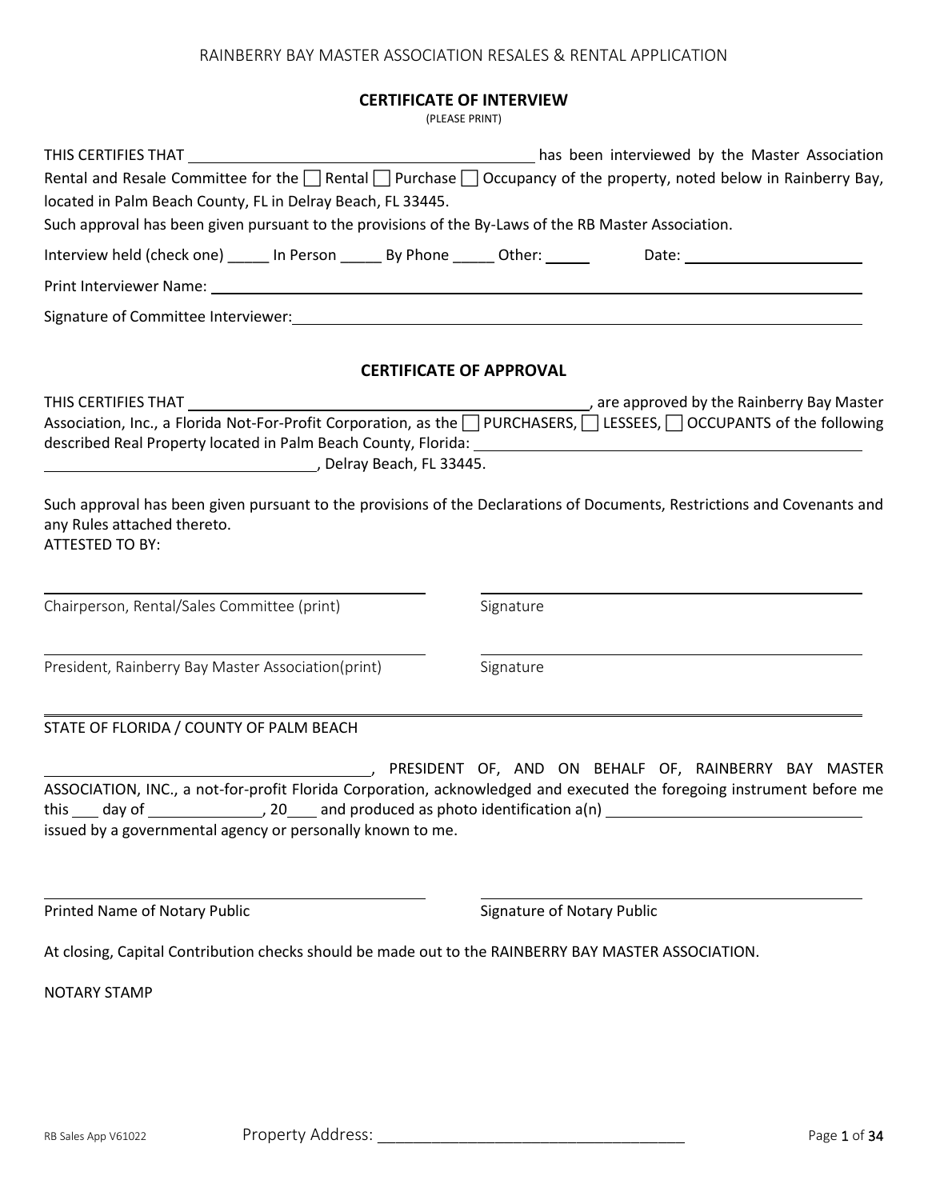RAINBERRY BAY MASTER ASSOCIATION RESALES & RENTAL APPLICATION

## CERTIFICATE OF INTERVIEW

(PLEASE PRINT)

THIS CERTIFIES THAT ________________________________________ has been interviewed by the Master Association Rental and Resale Committee for the ☐ Rental ☐ Purchase ☐ Occupancy of the property, noted below in Rainberry Bay, located in Palm Beach County, FL in Delray Beach, FL 33445.

Such approval has been given pursuant to the provisions of the By-Laws of the RB Master Association.

Interview held (check one) _____ In Person _____ By Phone _____ Other: _____ Date: ____________________

Print Interviewer Name: ________________________________________________________________

Signature of Committee Interviewer: ________________________________________________________

## CERTIFICATE OF APPROVAL

THIS CERTIFIES THAT ________________________________________, are approved by the Rainberry Bay Master Association, Inc., a Florida Not-For-Profit Corporation, as the ☐ PURCHASERS, ☐ LESSEES, ☐ OCCUPANTS of the following described Real Property located in Palm Beach County, Florida: ________________________________ ________________________________, Delray Beach, FL 33445.

Such approval has been given pursuant to the provisions of the Declarations of Documents, Restrictions and Covenants and any Rules attached thereto.

ATTESTED TO BY:

________________________________ ________________________________

Chairperson, Rental/Sales Committee (print) Signature

________________________________ ________________________________

President, Rainberry Bay Master Association(print) Signature

STATE OF FLORIDA / COUNTY OF PALM BEACH

________________________________, PRESIDENT OF, AND ON BEHALF OF, RAINBERRY BAY MASTER ASSOCIATION, INC., a not-for-profit Florida Corporation, acknowledged and executed the foregoing instrument before me this ___ day of ____________, 20___ and produced as photo identification a(n) ____________________________ issued by a governmental agency or personally known to me.

________________________________ ________________________________

Printed Name of Notary Public Signature of Notary Public

At closing, Capital Contribution checks should be made out to the RAINBERRY BAY MASTER ASSOCIATION.

NOTARY STAMP

RB Sales App V61022 Property Address: ____________________________________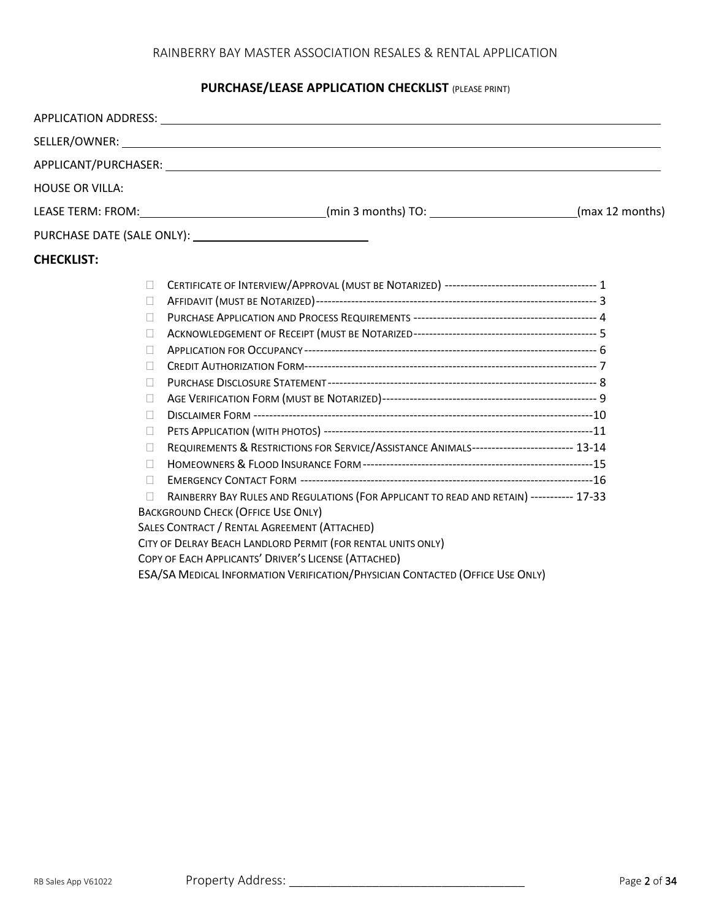RAINBERRY BAY MASTER ASSOCIATION RESALES & RENTAL APPLICATION

## PURCHASE/LEASE APPLICATION CHECKLIST (PLEASE PRINT)

APPLICATION ADDRESS: ______________________________________________

SELLER/OWNER: ______________________________________________

APPLICANT/PURCHASER: ______________________________________________

HOUSE OR VILLA:

LEASE TERM: FROM: ____________________(min 3 months) TO: ____________________(max 12 months)

PURCHASE DATE (SALE ONLY): ____________________

**CHECKLIST:**

- ☐ Certificate of Interview/Approval (must be Notarized) -------------------------------------- 1
- ☐ Affidavit (must be Notarized)---------------------------------------------------------------------- 3
- ☐ Purchase Application and Process Requirements ---------------------------------------------- 4
- ☐ Acknowledgement of Receipt (must be Notarized---------------------------------------------- 5
- ☐ Application for Occupancy -------------------------------------------------------------------------- 6
- ☐ Credit Authorization Form--------------------------------------------------------------------------- 7
- ☐ Purchase Disclosure Statement --------------------------------------------------------------------- 8
- ☐ Age Verification Form (must be Notarized)------------------------------------------------------ 9
- ☐ Disclaimer Form --------------------------------------------------------------------------------------10
- ☐ Pets Application (with photos) --------------------------------------------------------------------11
- ☐ Requirements & Restrictions for Service/Assistance Animals-------------------------- 13-14
- ☐ Homeowners & Flood Insurance Form -----------------------------------------------------------15
- ☐ Emergency Contact Form ---------------------------------------------------------------------------16
- ☐ Rainberry Bay Rules and Regulations (For Applicant to read and retain) ----------- 17-33

Background Check (Office Use Only)

Sales Contract / Rental Agreement (Attached)

City of Delray Beach Landlord Permit (for rental units only)

Copy of Each Applicants' Driver's License (Attached)

ESA/SA Medical Information Verification/Physician Contacted (Office Use Only)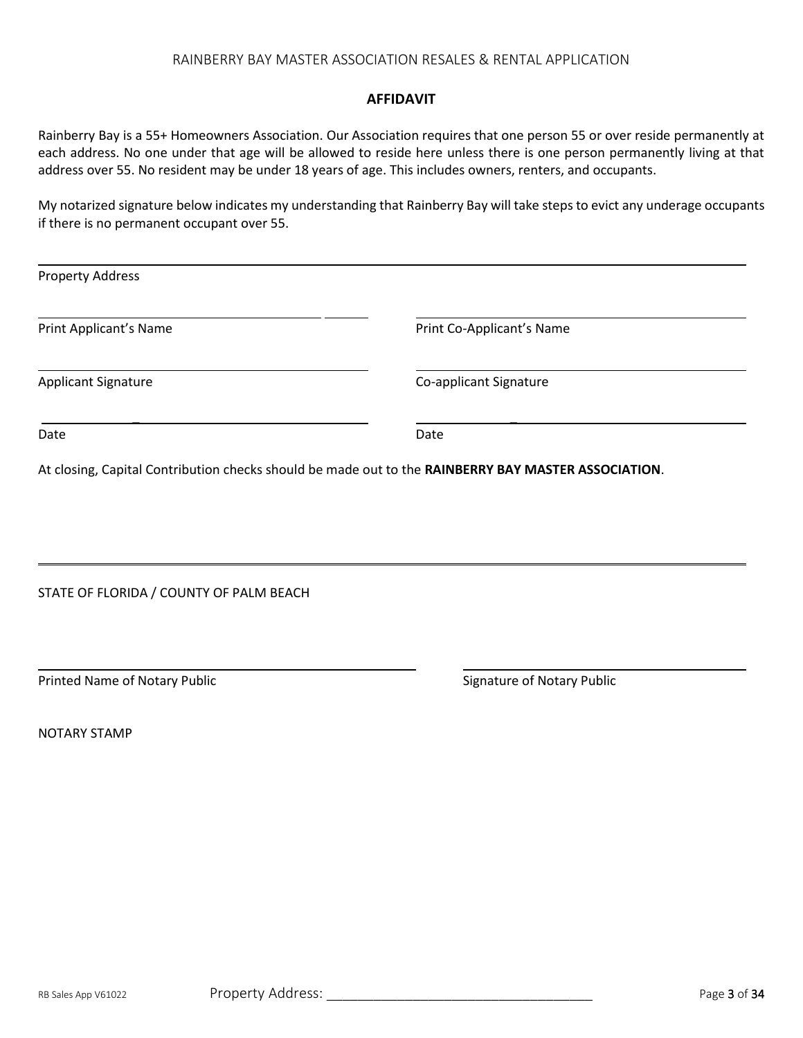RAINBERRY BAY MASTER ASSOCIATION RESALES & RENTAL APPLICATION

## AFFIDAVIT

Rainberry Bay is a 55+ Homeowners Association. Our Association requires that one person 55 or over reside permanently at each address. No one under that age will be allowed to reside here unless there is one person permanently living at that address over 55. No resident may be under 18 years of age. This includes owners, renters, and occupants.

My notarized signature below indicates my understanding that Rainberry Bay will take steps to evict any underage occupants if there is no permanent occupant over 55.

______________________________________________
Property Address

______________________________ ______________________________
Print Applicant's Name Print Co-Applicant's Name

______________________________ ______________________________
Applicant Signature Co-applicant Signature

______________________________ ______________________________
Date Date

At closing, Capital Contribution checks should be made out to the **RAINBERRY BAY MASTER ASSOCIATION**.

STATE OF FLORIDA / COUNTY OF PALM BEACH

______________________________ ______________________________
Printed Name of Notary Public Signature of Notary Public

NOTARY STAMP

Property Address: ______________________________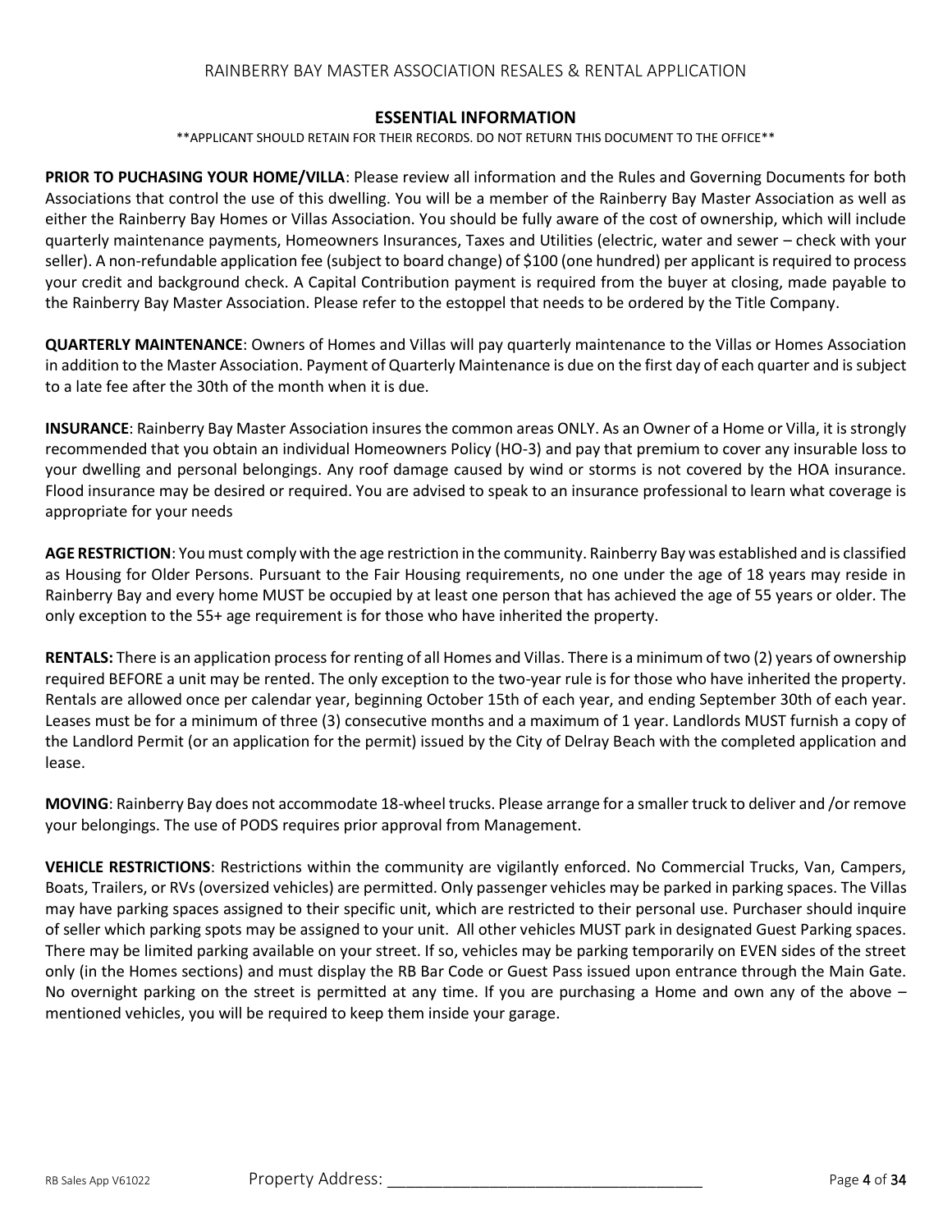RAINBERRY BAY MASTER ASSOCIATION RESALES & RENTAL APPLICATION

## ESSENTIAL INFORMATION

**APPLICANT SHOULD RETAIN FOR THEIR RECORDS. DO NOT RETURN THIS DOCUMENT TO THE OFFICE**

**PRIOR TO PUCHASING YOUR HOME/VILLA**: Please review all information and the Rules and Governing Documents for both Associations that control the use of this dwelling. You will be a member of the Rainberry Bay Master Association as well as either the Rainberry Bay Homes or Villas Association. You should be fully aware of the cost of ownership, which will include quarterly maintenance payments, Homeowners Insurances, Taxes and Utilities (electric, water and sewer – check with your seller). A non-refundable application fee (subject to board change) of $100 (one hundred) per applicant is required to process your credit and background check. A Capital Contribution payment is required from the buyer at closing, made payable to the Rainberry Bay Master Association. Please refer to the estoppel that needs to be ordered by the Title Company.

**QUARTERLY MAINTENANCE**: Owners of Homes and Villas will pay quarterly maintenance to the Villas or Homes Association in addition to the Master Association. Payment of Quarterly Maintenance is due on the first day of each quarter and is subject to a late fee after the 30th of the month when it is due.

**INSURANCE**: Rainberry Bay Master Association insures the common areas ONLY. As an Owner of a Home or Villa, it is strongly recommended that you obtain an individual Homeowners Policy (HO-3) and pay that premium to cover any insurable loss to your dwelling and personal belongings. Any roof damage caused by wind or storms is not covered by the HOA insurance. Flood insurance may be desired or required. You are advised to speak to an insurance professional to learn what coverage is appropriate for your needs

**AGE RESTRICTION**: You must comply with the age restriction in the community. Rainberry Bay was established and is classified as Housing for Older Persons. Pursuant to the Fair Housing requirements, no one under the age of 18 years may reside in Rainberry Bay and every home MUST be occupied by at least one person that has achieved the age of 55 years or older. The only exception to the 55+ age requirement is for those who have inherited the property.

**RENTALS:** There is an application process for renting of all Homes and Villas. There is a minimum of two (2) years of ownership required BEFORE a unit may be rented. The only exception to the two-year rule is for those who have inherited the property. Rentals are allowed once per calendar year, beginning October 15th of each year, and ending September 30th of each year. Leases must be for a minimum of three (3) consecutive months and a maximum of 1 year. Landlords MUST furnish a copy of the Landlord Permit (or an application for the permit) issued by the City of Delray Beach with the completed application and lease.

**MOVING**: Rainberry Bay does not accommodate 18-wheel trucks. Please arrange for a smaller truck to deliver and /or remove your belongings. The use of PODS requires prior approval from Management.

**VEHICLE RESTRICTIONS**: Restrictions within the community are vigilantly enforced. No Commercial Trucks, Van, Campers, Boats, Trailers, or RVs (oversized vehicles) are permitted. Only passenger vehicles may be parked in parking spaces. The Villas may have parking spaces assigned to their specific unit, which are restricted to their personal use. Purchaser should inquire of seller which parking spots may be assigned to your unit. All other vehicles MUST park in designated Guest Parking spaces. There may be limited parking available on your street. If so, vehicles may be parking temporarily on EVEN sides of the street only (in the Homes sections) and must display the RB Bar Code or Guest Pass issued upon entrance through the Main Gate. No overnight parking on the street is permitted at any time. If you are purchasing a Home and own any of the above – mentioned vehicles, you will be required to keep them inside your garage.

Property Address: ____________________________________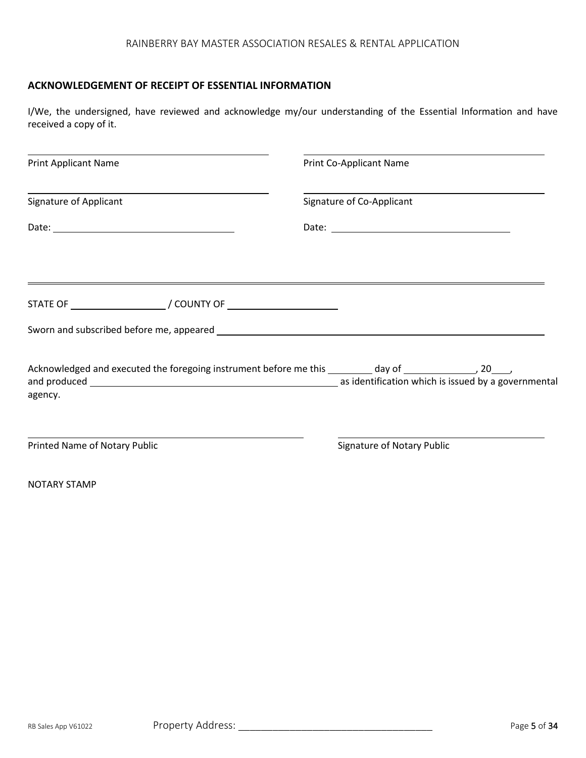## ACKNOWLEDGEMENT OF RECEIPT OF ESSENTIAL INFORMATION

I/We, the undersigned, have reviewed and acknowledge my/our understanding of the Essential Information and have received a copy of it.

| | |
|---|---|
| _______________________________ | _______________________________ |
| Print Applicant Name | Print Co-Applicant Name |
| _______________________________ | _______________________________ |
| Signature of Applicant | Signature of Co-Applicant |
| Date: _______________________ | Date: _______________________ |

---

STATE OF ____________________ / COUNTY OF ______________________

Sworn and subscribed before me, appeared ________________________________________________

Acknowledged and executed the foregoing instrument before me this _________ day of ______________, 20___, and produced ___________________________________________ as identification which is issued by a governmental agency.

| | |
|---|---|
| _______________________________ | _______________________________ |
| Printed Name of Notary Public | Signature of Notary Public |

NOTARY STAMP

Property Address: ____________________________________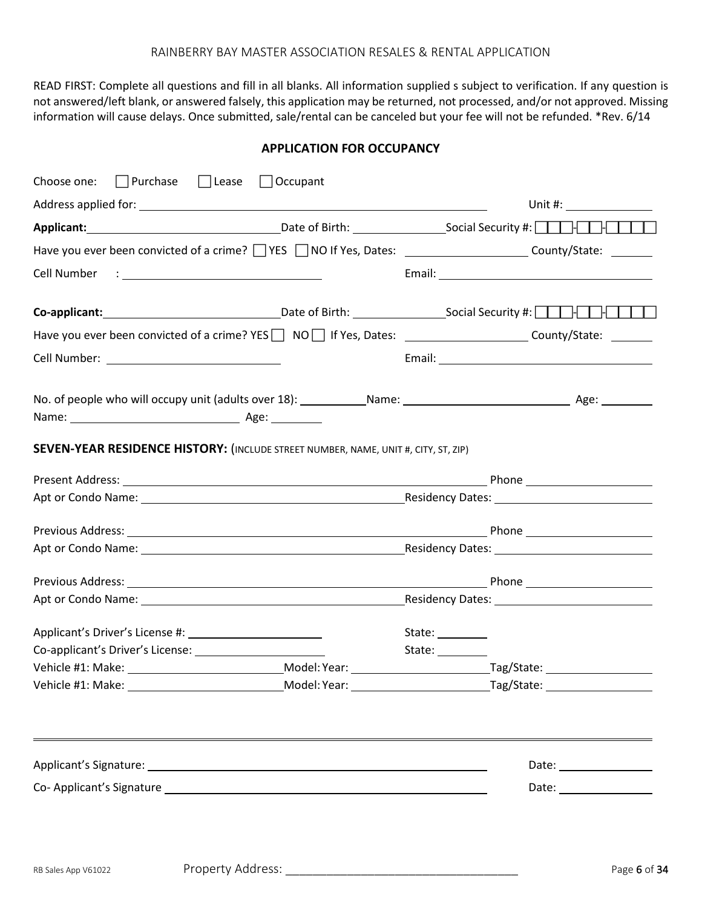RAINBERRY BAY MASTER ASSOCIATION RESALES & RENTAL APPLICATION

READ FIRST: Complete all questions and fill in all blanks. All information supplied s subject to verification. If any question is not answered/left blank, or answered falsely, this application may be returned, not processed, and/or not approved. Missing information will cause delays. Once submitted, sale/rental can be canceled but your fee will not be refunded. *Rev. 6/14

## APPLICATION FOR OCCUPANCY

Choose one: ☐ Purchase ☐ Lease ☐ Occupant

Address applied for: ______________________________ Unit #: __________

**Applicant:** ______________________ Date of Birth: __________ Social Security #: ☐☐☐-☐☐-☐☐☐☐

Have you ever been convicted of a crime? ☐ YES ☐ NO If Yes, Dates: ______________ County/State: ______

Cell Number : ______________________ Email: ______________________

**Co-applicant:** ______________________ Date of Birth: __________ Social Security #: ☐☐☐-☐☐-☐☐☐☐

Have you ever been convicted of a crime? YES ☐ NO ☐ If Yes, Dates: ______________ County/State: ______

Cell Number: ______________________ Email: ______________________

No. of people who will occupy unit (adults over 18): ________ Name: ______________________ Age: ______

Name: ______________________ Age: ______

**SEVEN-YEAR RESIDENCE HISTORY:** (INCLUDE STREET NUMBER, NAME, UNIT #, CITY, ST, ZIP)

Present Address: ______________________________ Phone ______________

Apt or Condo Name: ______________________________ Residency Dates: ______________

Previous Address: ______________________________ Phone ______________

Apt or Condo Name: ______________________________ Residency Dates: ______________

Previous Address: ______________________________ Phone ______________

Apt or Condo Name: ______________________________ Residency Dates: ______________

Applicant's Driver's License #: ______________________ State: ________

Co-applicant's Driver's License: ______________________ State: ________

Vehicle #1: Make: ______________ Model: Year: ______________ Tag/State: ______________

Vehicle #1: Make: ______________ Model: Year: ______________ Tag/State: ______________

---

Applicant's Signature: ______________________________ Date: __________

Co- Applicant's Signature ______________________________ Date: __________

RB Sales App V61022 Property Address: ______________________________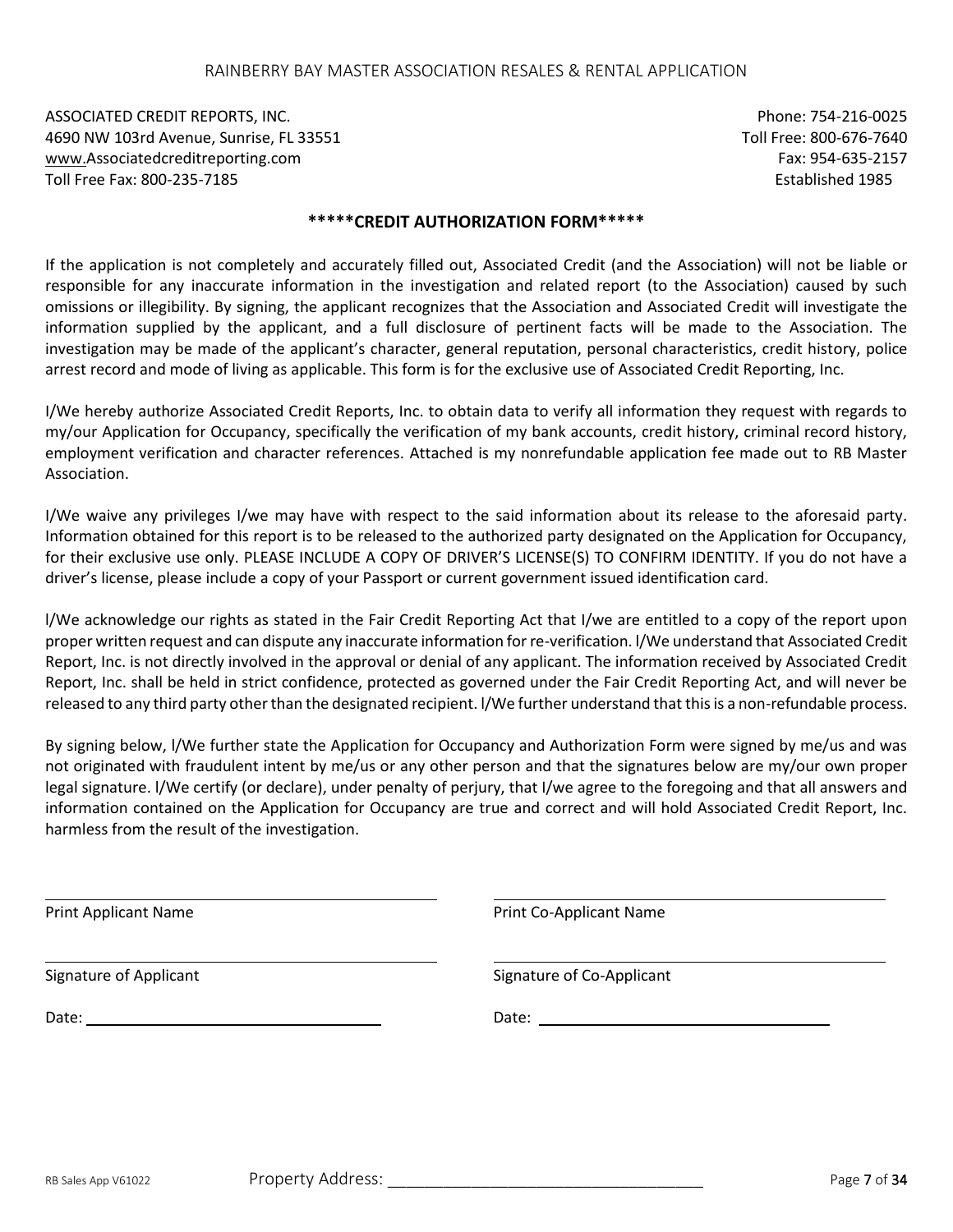ASSOCIATED CREDIT REPORTS, INC.
4690 NW 103rd Avenue, Sunrise, FL 33551
www.Associatedcreditreporting.com
Toll Free Fax: 800-235-7185

Phone: 754-216-0025
Toll Free: 800-676-7640
Fax: 954-635-2157
Established 1985

## *****CREDIT AUTHORIZATION FORM*****

If the application is not completely and accurately filled out, Associated Credit (and the Association) will not be liable or responsible for any inaccurate information in the investigation and related report (to the Association) caused by such omissions or illegibility. By signing, the applicant recognizes that the Association and Associated Credit will investigate the information supplied by the applicant, and a full disclosure of pertinent facts will be made to the Association. The investigation may be made of the applicant's character, general reputation, personal characteristics, credit history, police arrest record and mode of living as applicable. This form is for the exclusive use of Associated Credit Reporting, Inc.

I/We hereby authorize Associated Credit Reports, Inc. to obtain data to verify all information they request with regards to my/our Application for Occupancy, specifically the verification of my bank accounts, credit history, criminal record history, employment verification and character references. Attached is my nonrefundable application fee made out to RB Master Association.

I/We waive any privileges I/we may have with respect to the said information about its release to the aforesaid party. Information obtained for this report is to be released to the authorized party designated on the Application for Occupancy, for their exclusive use only. PLEASE INCLUDE A COPY OF DRIVER'S LICENSE(S) TO CONFIRM IDENTITY. If you do not have a driver's license, please include a copy of your Passport or current government issued identification card.

l/We acknowledge our rights as stated in the Fair Credit Reporting Act that I/we are entitled to a copy of the report upon proper written request and can dispute any inaccurate information for re-verification. l/We understand that Associated Credit Report, Inc. is not directly involved in the approval or denial of any applicant. The information received by Associated Credit Report, Inc. shall be held in strict confidence, protected as governed under the Fair Credit Reporting Act, and will never be released to any third party other than the designated recipient. l/We further understand that this is a non-refundable process.

By signing below, l/We further state the Application for Occupancy and Authorization Form were signed by me/us and was not originated with fraudulent intent by me/us or any other person and that the signatures below are my/our own proper legal signature. l/We certify (or declare), under penalty of perjury, that I/we agree to the foregoing and that all answers and information contained on the Application for Occupancy are true and correct and will hold Associated Credit Report, Inc. harmless from the result of the investigation.

\_\_\_\_\_\_\_\_\_\_\_\_\_\_\_\_\_\_\_\_\_\_\_\_\_\_\_\_\_\_\_\_\_\_\_\_ \_\_\_\_\_\_\_\_\_\_\_\_\_\_\_\_\_\_\_\_\_\_\_\_\_\_\_\_\_\_\_\_\_\_\_\_
Print Applicant Name Print Co-Applicant Name

\_\_\_\_\_\_\_\_\_\_\_\_\_\_\_\_\_\_\_\_\_\_\_\_\_\_\_\_\_\_\_\_\_\_\_\_ \_\_\_\_\_\_\_\_\_\_\_\_\_\_\_\_\_\_\_\_\_\_\_\_\_\_\_\_\_\_\_\_\_\_\_\_
Signature of Applicant Signature of Co-Applicant

Date: \_\_\_\_\_\_\_\_\_\_\_\_\_\_\_\_\_\_\_\_\_\_\_\_\_\_\_\_ Date: \_\_\_\_\_\_\_\_\_\_\_\_\_\_\_\_\_\_\_\_\_\_\_\_\_\_\_\_

Property Address: \_\_\_\_\_\_\_\_\_\_\_\_\_\_\_\_\_\_\_\_\_\_\_\_\_\_\_\_\_\_\_\_\_\_\_\_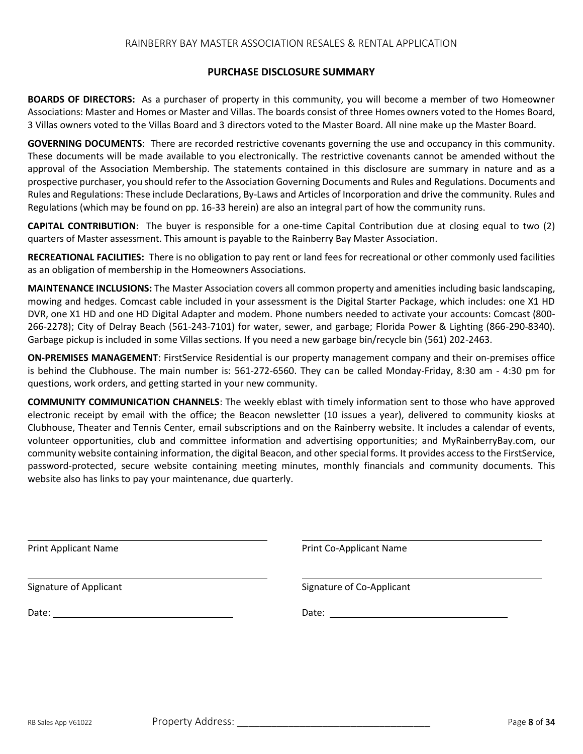## PURCHASE DISCLOSURE SUMMARY

**BOARDS OF DIRECTORS:** As a purchaser of property in this community, you will become a member of two Homeowner Associations: Master and Homes or Master and Villas. The boards consist of three Homes owners voted to the Homes Board, 3 Villas owners voted to the Villas Board and 3 directors voted to the Master Board. All nine make up the Master Board.

**GOVERNING DOCUMENTS**: There are recorded restrictive covenants governing the use and occupancy in this community. These documents will be made available to you electronically. The restrictive covenants cannot be amended without the approval of the Association Membership. The statements contained in this disclosure are summary in nature and as a prospective purchaser, you should refer to the Association Governing Documents and Rules and Regulations. Documents and Rules and Regulations: These include Declarations, By-Laws and Articles of Incorporation and drive the community. Rules and Regulations (which may be found on pp. 16-33 herein) are also an integral part of how the community runs.

**CAPITAL CONTRIBUTION**: The buyer is responsible for a one-time Capital Contribution due at closing equal to two (2) quarters of Master assessment. This amount is payable to the Rainberry Bay Master Association.

**RECREATIONAL FACILITIES:** There is no obligation to pay rent or land fees for recreational or other commonly used facilities as an obligation of membership in the Homeowners Associations.

**MAINTENANCE INCLUSIONS:** The Master Association covers all common property and amenities including basic landscaping, mowing and hedges. Comcast cable included in your assessment is the Digital Starter Package, which includes: one X1 HD DVR, one X1 HD and one HD Digital Adapter and modem. Phone numbers needed to activate your accounts: Comcast (800-266-2278); City of Delray Beach (561-243-7101) for water, sewer, and garbage; Florida Power & Lighting (866-290-8340). Garbage pickup is included in some Villas sections. If you need a new garbage bin/recycle bin (561) 202-2463.

**ON-PREMISES MANAGEMENT**: FirstService Residential is our property management company and their on-premises office is behind the Clubhouse. The main number is: 561-272-6560. They can be called Monday-Friday, 8:30 am - 4:30 pm for questions, work orders, and getting started in your new community.

**COMMUNITY COMMUNICATION CHANNELS**: The weekly eblast with timely information sent to those who have approved electronic receipt by email with the office; the Beacon newsletter (10 issues a year), delivered to community kiosks at Clubhouse, Theater and Tennis Center, email subscriptions and on the Rainberry website. It includes a calendar of events, volunteer opportunities, club and committee information and advertising opportunities; and MyRainberryBay.com, our community website containing information, the digital Beacon, and other special forms. It provides access to the FirstService, password-protected, secure website containing meeting minutes, monthly financials and community documents. This website also has links to pay your maintenance, due quarterly.

| | |
|---|---|
| \_\_\_\_\_\_\_\_\_\_\_\_\_\_\_\_\_\_\_\_\_\_\_\_\_\_\_\_\_\_ | \_\_\_\_\_\_\_\_\_\_\_\_\_\_\_\_\_\_\_\_\_\_\_\_\_\_\_\_\_\_ |
| Print Applicant Name | Print Co-Applicant Name |
| \_\_\_\_\_\_\_\_\_\_\_\_\_\_\_\_\_\_\_\_\_\_\_\_\_\_\_\_\_\_ | \_\_\_\_\_\_\_\_\_\_\_\_\_\_\_\_\_\_\_\_\_\_\_\_\_\_\_\_\_\_ |
| Signature of Applicant | Signature of Co-Applicant |
| Date: \_\_\_\_\_\_\_\_\_\_\_\_\_\_\_\_\_\_\_\_\_\_\_\_ | Date: \_\_\_\_\_\_\_\_\_\_\_\_\_\_\_\_\_\_\_\_\_\_\_\_ |

RB Sales App V61022 Property Address: \_\_\_\_\_\_\_\_\_\_\_\_\_\_\_\_\_\_\_\_\_\_\_\_\_\_\_\_\_\_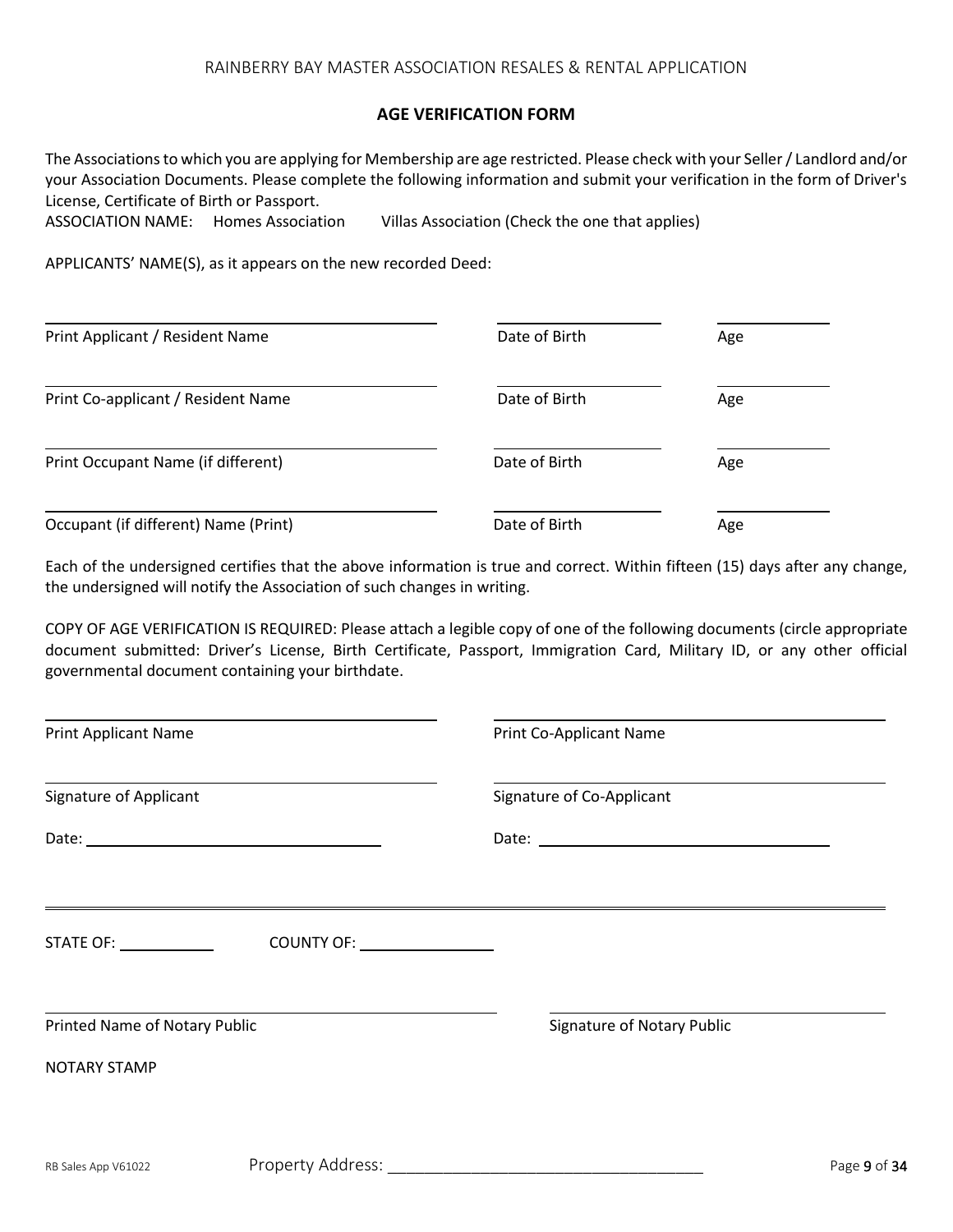## AGE VERIFICATION FORM

The Associations to which you are applying for Membership are age restricted. Please check with your Seller / Landlord and/or your Association Documents. Please complete the following information and submit your verification in the form of Driver's License, Certificate of Birth or Passport.

ASSOCIATION NAME: Homes Association Villas Association (Check the one that applies)

APPLICANTS' NAME(S), as it appears on the new recorded Deed:

| | | |
|---|---|---|
| ______________________________ | ______________ | __________ |
| Print Applicant / Resident Name | Date of Birth | Age |
| ______________________________ | ______________ | __________ |
| Print Co-applicant / Resident Name | Date of Birth | Age |
| ______________________________ | ______________ | __________ |
| Print Occupant Name (if different) | Date of Birth | Age |
| ______________________________ | ______________ | __________ |
| Occupant (if different) Name (Print) | Date of Birth | Age |

Each of the undersigned certifies that the above information is true and correct. Within fifteen (15) days after any change, the undersigned will notify the Association of such changes in writing.

COPY OF AGE VERIFICATION IS REQUIRED: Please attach a legible copy of one of the following documents (circle appropriate document submitted: Driver's License, Birth Certificate, Passport, Immigration Card, Military ID, or any other official governmental document containing your birthdate.

| | |
|---|---|
| ______________________________ | ______________________________ |
| Print Applicant Name | Print Co-Applicant Name |
| ______________________________ | ______________________________ |
| Signature of Applicant | Signature of Co-Applicant |
| Date: ______________________ | Date: ______________________ |

---

STATE OF: __________ COUNTY OF: ______________

| | |
|---|---|
| ______________________________ | ______________________________ |
| Printed Name of Notary Public | Signature of Notary Public |

NOTARY STAMP

Property Address: ________________________________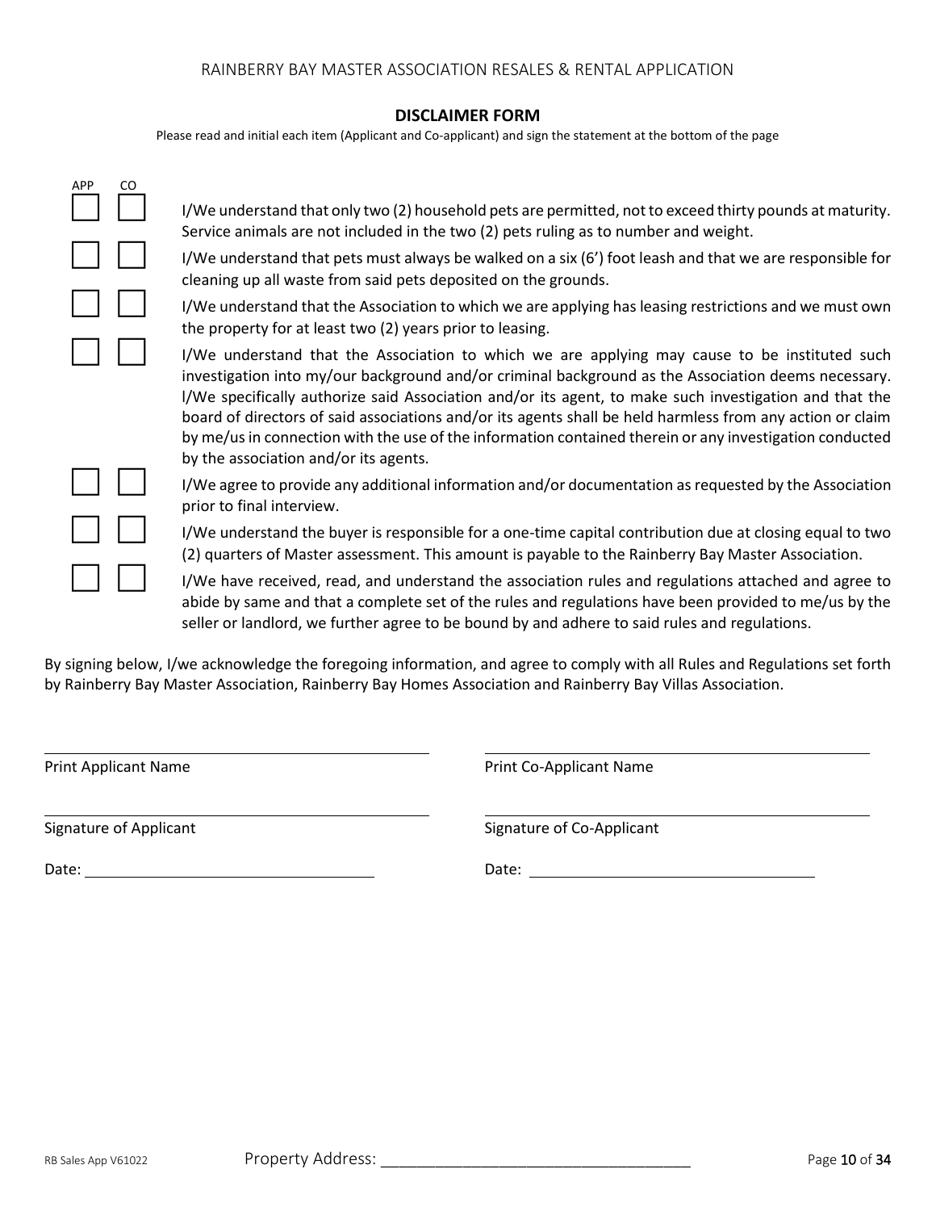RAINBERRY BAY MASTER ASSOCIATION RESALES & RENTAL APPLICATION

## DISCLAIMER FORM

Please read and initial each item (Applicant and Co-applicant) and sign the statement at the bottom of the page

| APP | CO | |
|---|---|---|
| ☐ | ☐ | I/We understand that only two (2) household pets are permitted, not to exceed thirty pounds at maturity. Service animals are not included in the two (2) pets ruling as to number and weight. |
| ☐ | ☐ | I/We understand that pets must always be walked on a six (6') foot leash and that we are responsible for cleaning up all waste from said pets deposited on the grounds. |
| ☐ | ☐ | I/We understand that the Association to which we are applying has leasing restrictions and we must own the property for at least two (2) years prior to leasing. |
| ☐ | ☐ | I/We understand that the Association to which we are applying may cause to be instituted such investigation into my/our background and/or criminal background as the Association deems necessary. I/We specifically authorize said Association and/or its agent, to make such investigation and that the board of directors of said associations and/or its agents shall be held harmless from any action or claim by me/us in connection with the use of the information contained therein or any investigation conducted by the association and/or its agents. |
| ☐ | ☐ | I/We agree to provide any additional information and/or documentation as requested by the Association prior to final interview. |
| ☐ | ☐ | I/We understand the buyer is responsible for a one-time capital contribution due at closing equal to two (2) quarters of Master assessment. This amount is payable to the Rainberry Bay Master Association. |
| ☐ | ☐ | I/We have received, read, and understand the association rules and regulations attached and agree to abide by same and that a complete set of the rules and regulations have been provided to me/us by the seller or landlord, we further agree to be bound by and adhere to said rules and regulations. |

By signing below, I/we acknowledge the foregoing information, and agree to comply with all Rules and Regulations set forth by Rainberry Bay Master Association, Rainberry Bay Homes Association and Rainberry Bay Villas Association.

\_\_\_\_\_\_\_\_\_\_\_\_\_\_\_\_\_\_\_\_\_\_\_\_\_\_\_\_\_\_\_\_\_\_\_\_ \_\_\_\_\_\_\_\_\_\_\_\_\_\_\_\_\_\_\_\_\_\_\_\_\_\_\_\_\_\_\_\_\_\_\_\_

Print Applicant Name Print Co-Applicant Name

\_\_\_\_\_\_\_\_\_\_\_\_\_\_\_\_\_\_\_\_\_\_\_\_\_\_\_\_\_\_\_\_\_\_\_\_ \_\_\_\_\_\_\_\_\_\_\_\_\_\_\_\_\_\_\_\_\_\_\_\_\_\_\_\_\_\_\_\_\_\_\_\_

Signature of Applicant Signature of Co-Applicant

Date: \_\_\_\_\_\_\_\_\_\_\_\_\_\_\_\_\_\_\_\_\_\_\_\_\_\_\_\_ Date: \_\_\_\_\_\_\_\_\_\_\_\_\_\_\_\_\_\_\_\_\_\_\_\_\_\_\_\_

RB Sales App V61022 Property Address: \_\_\_\_\_\_\_\_\_\_\_\_\_\_\_\_\_\_\_\_\_\_\_\_\_\_\_\_\_\_\_\_\_\_\_\_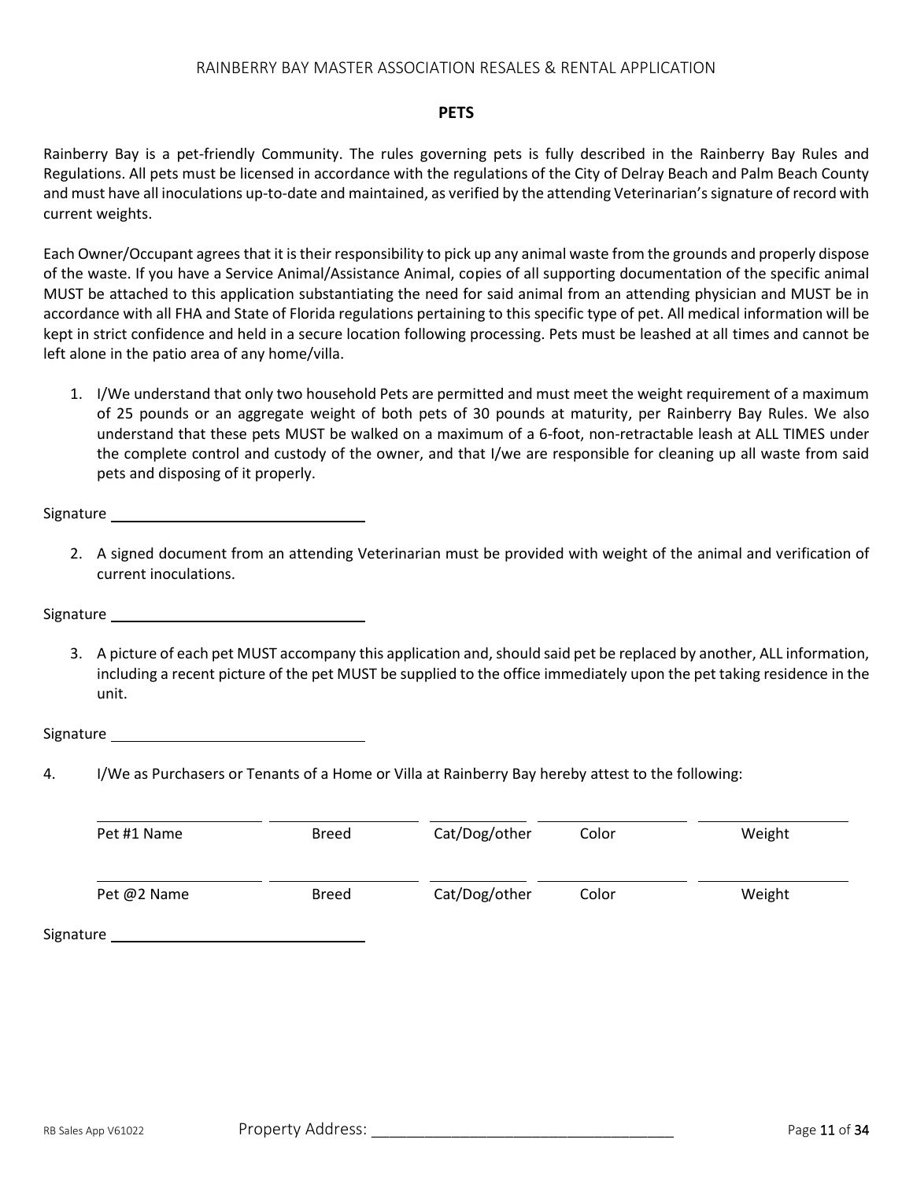RAINBERRY BAY MASTER ASSOCIATION RESALES & RENTAL APPLICATION

## PETS

Rainberry Bay is a pet-friendly Community. The rules governing pets is fully described in the Rainberry Bay Rules and Regulations. All pets must be licensed in accordance with the regulations of the City of Delray Beach and Palm Beach County and must have all inoculations up-to-date and maintained, as verified by the attending Veterinarian's signature of record with current weights.

Each Owner/Occupant agrees that it is their responsibility to pick up any animal waste from the grounds and properly dispose of the waste. If you have a Service Animal/Assistance Animal, copies of all supporting documentation of the specific animal MUST be attached to this application substantiating the need for said animal from an attending physician and MUST be in accordance with all FHA and State of Florida regulations pertaining to this specific type of pet. All medical information will be kept in strict confidence and held in a secure location following processing. Pets must be leashed at all times and cannot be left alone in the patio area of any home/villa.

1. I/We understand that only two household Pets are permitted and must meet the weight requirement of a maximum of 25 pounds or an aggregate weight of both pets of 30 pounds at maturity, per Rainberry Bay Rules. We also understand that these pets MUST be walked on a maximum of a 6-foot, non-retractable leash at ALL TIMES under the complete control and custody of the owner, and that I/we are responsible for cleaning up all waste from said pets and disposing of it properly.

Signature ______________________________

2. A signed document from an attending Veterinarian must be provided with weight of the animal and verification of current inoculations.

Signature ______________________________

3. A picture of each pet MUST accompany this application and, should said pet be replaced by another, ALL information, including a recent picture of the pet MUST be supplied to the office immediately upon the pet taking residence in the unit.

Signature ______________________________

4. I/We as Purchasers or Tenants of a Home or Villa at Rainberry Bay hereby attest to the following:

| Pet #1 Name | Breed | Cat/Dog/other | Color | Weight |
|---|---|---|---|---|
| | | | | |

| Pet @2 Name | Breed | Cat/Dog/other | Color | Weight |
|---|---|---|---|---|
| | | | | |

Signature ______________________________

Property Address: ______________________________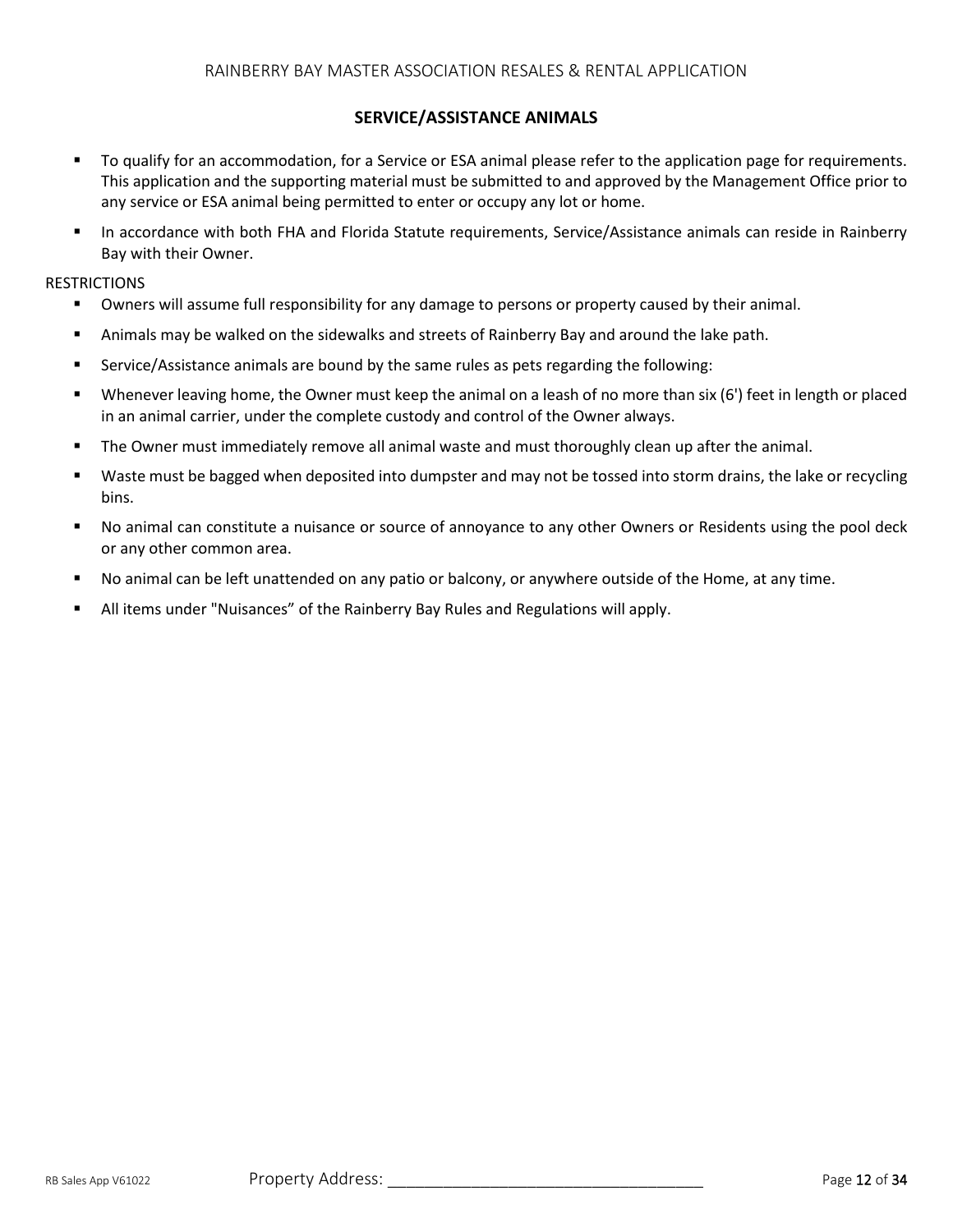## SERVICE/ASSISTANCE ANIMALS

- To qualify for an accommodation, for a Service or ESA animal please refer to the application page for requirements. This application and the supporting material must be submitted to and approved by the Management Office prior to any service or ESA animal being permitted to enter or occupy any lot or home.
- In accordance with both FHA and Florida Statute requirements, Service/Assistance animals can reside in Rainberry Bay with their Owner.

RESTRICTIONS

- Owners will assume full responsibility for any damage to persons or property caused by their animal.
- Animals may be walked on the sidewalks and streets of Rainberry Bay and around the lake path.
- Service/Assistance animals are bound by the same rules as pets regarding the following:
- Whenever leaving home, the Owner must keep the animal on a leash of no more than six (6') feet in length or placed in an animal carrier, under the complete custody and control of the Owner always.
- The Owner must immediately remove all animal waste and must thoroughly clean up after the animal.
- Waste must be bagged when deposited into dumpster and may not be tossed into storm drains, the lake or recycling bins.
- No animal can constitute a nuisance or source of annoyance to any other Owners or Residents using the pool deck or any other common area.
- No animal can be left unattended on any patio or balcony, or anywhere outside of the Home, at any time.
- All items under "Nuisances" of the Rainberry Bay Rules and Regulations will apply.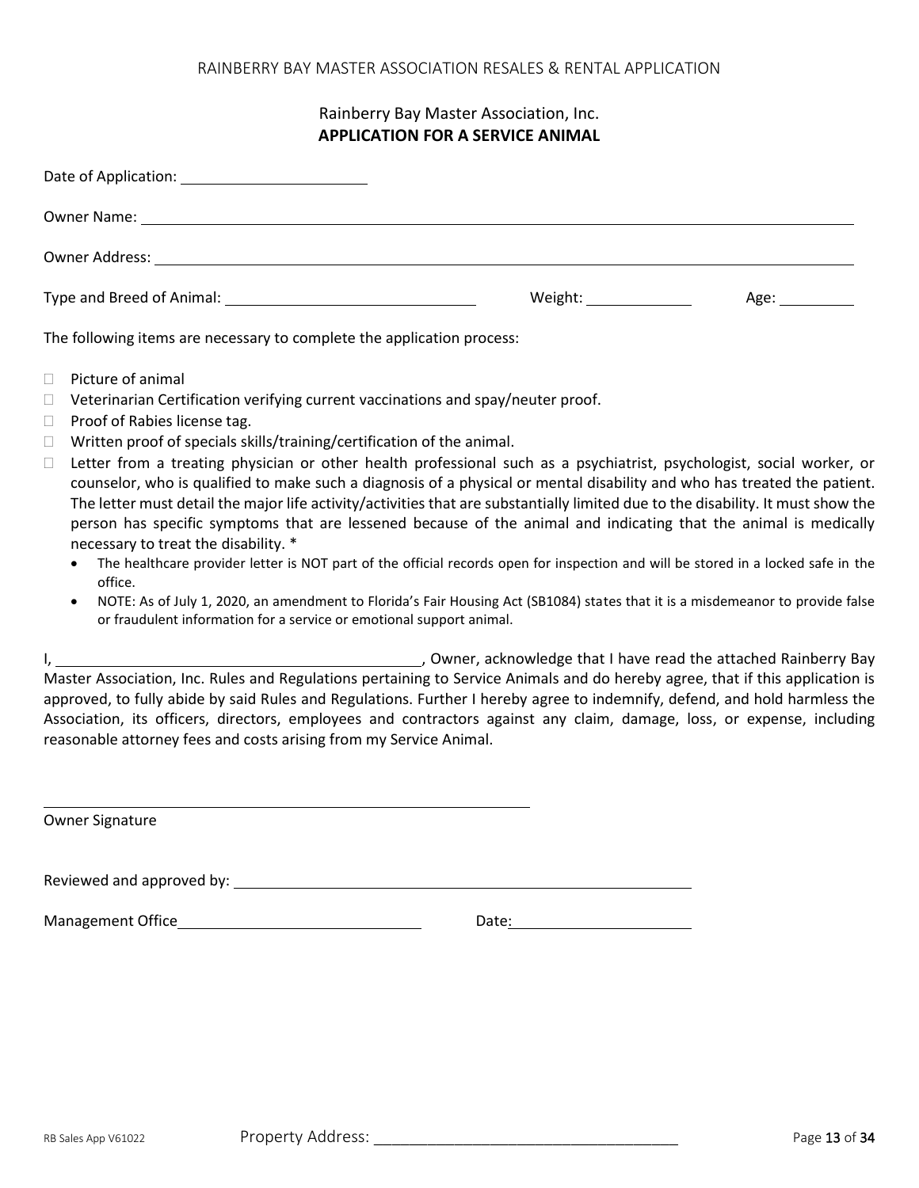Rainberry Bay Master Association, Inc.

## APPLICATION FOR A SERVICE ANIMAL

Date of Application: ______________________

Owner Name: ______________________________________________________________________________

Owner Address: ____________________________________________________________________________

Type and Breed of Animal: ______________________________ Weight: _____________ Age: _________

The following items are necessary to complete the application process:

- ☐ Picture of animal
- ☐ Veterinarian Certification verifying current vaccinations and spay/neuter proof.
- ☐ Proof of Rabies license tag.
- ☐ Written proof of specials skills/training/certification of the animal.
- ☐ Letter from a treating physician or other health professional such as a psychiatrist, psychologist, social worker, or counselor, who is qualified to make such a diagnosis of a physical or mental disability and who has treated the patient. The letter must detail the major life activity/activities that are substantially limited due to the disability. It must show the person has specific symptoms that are lessened because of the animal and indicating that the animal is medically necessary to treat the disability. *
  - The healthcare provider letter is NOT part of the official records open for inspection and will be stored in a locked safe in the office.
  - NOTE: As of July 1, 2020, an amendment to Florida's Fair Housing Act (SB1084) states that it is a misdemeanor to provide false or fraudulent information for a service or emotional support animal.

I, ______________________________________________, Owner, acknowledge that I have read the attached Rainberry Bay Master Association, Inc. Rules and Regulations pertaining to Service Animals and do hereby agree, that if this application is approved, to fully abide by said Rules and Regulations. Further I hereby agree to indemnify, defend, and hold harmless the Association, its officers, directors, employees and contractors against any claim, damage, loss, or expense, including reasonable attorney fees and costs arising from my Service Animal.

____________________________________________________________

Owner Signature

Reviewed and approved by: ___________________________________________________________

Management Office______________________________ Date:______________________

Property Address: ____________________________________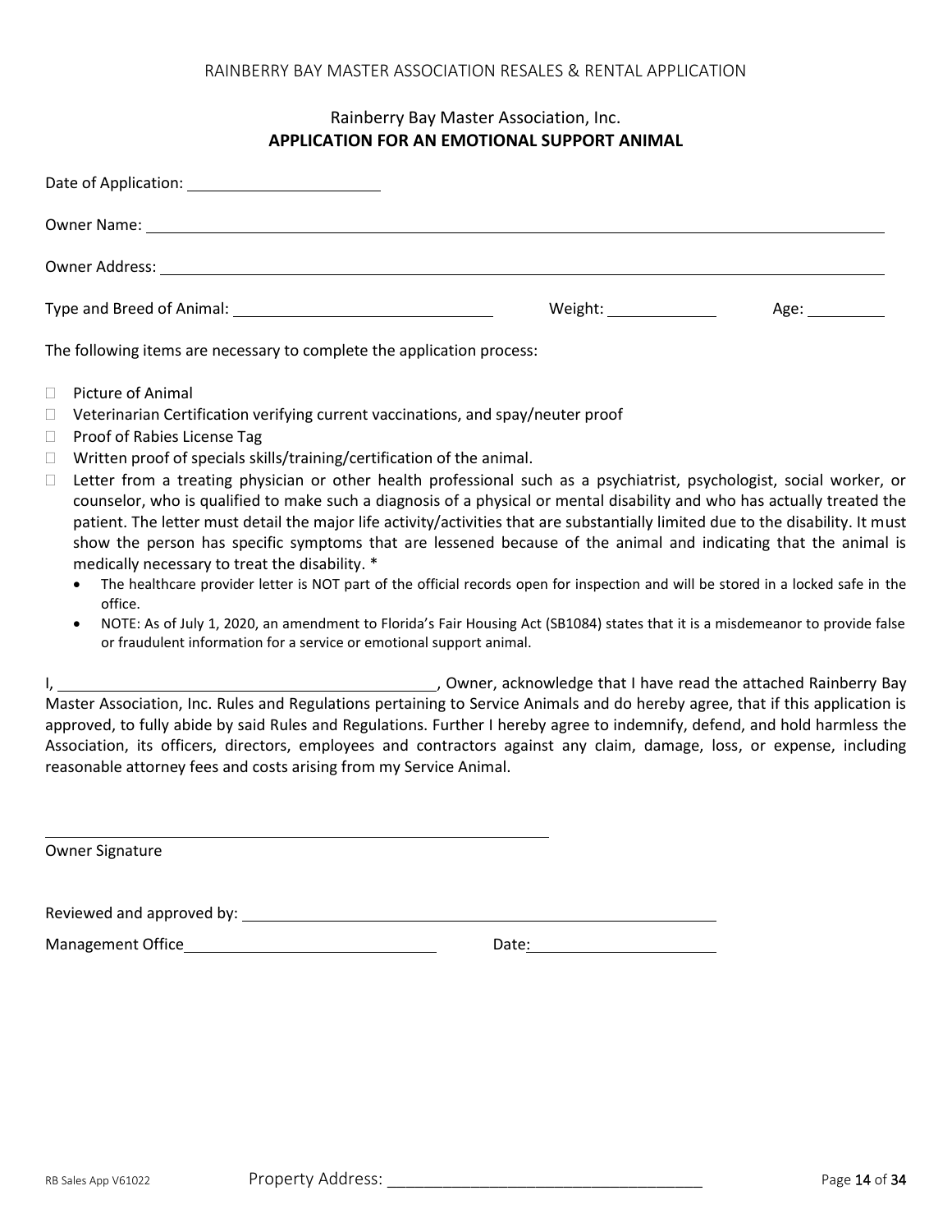RAINBERRY BAY MASTER ASSOCIATION RESALES & RENTAL APPLICATION

Rainberry Bay Master Association, Inc.

## APPLICATION FOR AN EMOTIONAL SUPPORT ANIMAL

Date of Application: ____________________

Owner Name: ____________________________________________________________

Owner Address: __________________________________________________________

Type and Breed of Animal: ____________________________ Weight: ____________ Age: ________

The following items are necessary to complete the application process:

- ☐ Picture of Animal
- ☐ Veterinarian Certification verifying current vaccinations, and spay/neuter proof
- ☐ Proof of Rabies License Tag
- ☐ Written proof of specials skills/training/certification of the animal.
- ☐ Letter from a treating physician or other health professional such as a psychiatrist, psychologist, social worker, or counselor, who is qualified to make such a diagnosis of a physical or mental disability and who has actually treated the patient. The letter must detail the major life activity/activities that are substantially limited due to the disability. It must show the person has specific symptoms that are lessened because of the animal and indicating that the animal is medically necessary to treat the disability. *
  - The healthcare provider letter is NOT part of the official records open for inspection and will be stored in a locked safe in the office.
  - NOTE: As of July 1, 2020, an amendment to Florida's Fair Housing Act (SB1084) states that it is a misdemeanor to provide false or fraudulent information for a service or emotional support animal.

I, ________________________________________, Owner, acknowledge that I have read the attached Rainberry Bay Master Association, Inc. Rules and Regulations pertaining to Service Animals and do hereby agree, that if this application is approved, to fully abide by said Rules and Regulations. Further I hereby agree to indemnify, defend, and hold harmless the Association, its officers, directors, employees and contractors against any claim, damage, loss, or expense, including reasonable attorney fees and costs arising from my Service Animal.

______________________________________________________

Owner Signature

Reviewed and approved by: ______________________________________________

Management Office__________________________ Date:____________________

RB Sales App V61022 Property Address: ___________________________________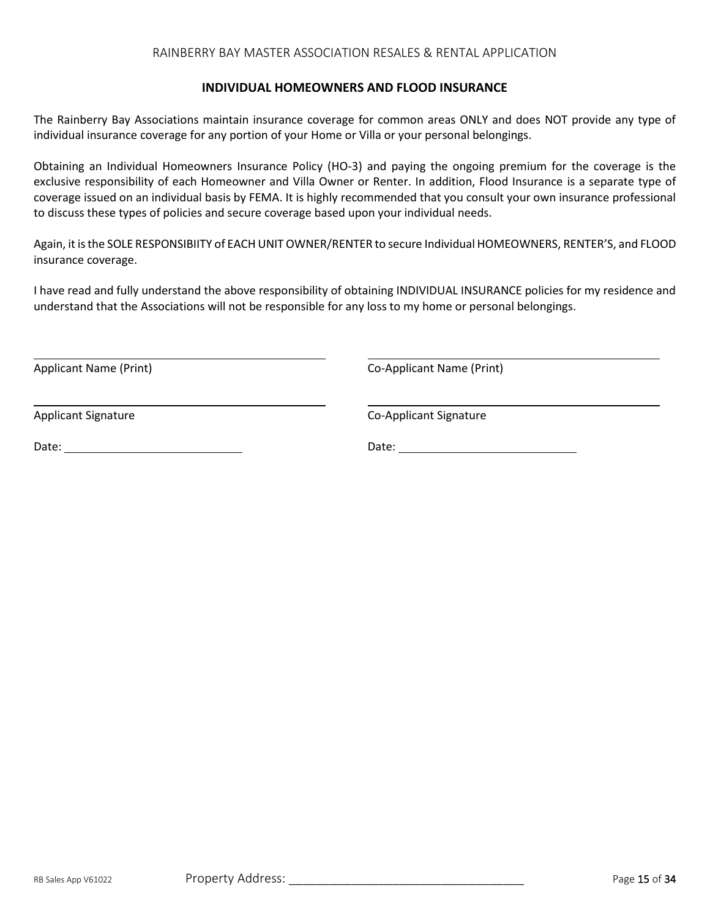## INDIVIDUAL HOMEOWNERS AND FLOOD INSURANCE

The Rainberry Bay Associations maintain insurance coverage for common areas ONLY and does NOT provide any type of individual insurance coverage for any portion of your Home or Villa or your personal belongings.

Obtaining an Individual Homeowners Insurance Policy (HO-3) and paying the ongoing premium for the coverage is the exclusive responsibility of each Homeowner and Villa Owner or Renter. In addition, Flood Insurance is a separate type of coverage issued on an individual basis by FEMA. It is highly recommended that you consult your own insurance professional to discuss these types of policies and secure coverage based upon your individual needs.

Again, it is the SOLE RESPONSIBIITY of EACH UNIT OWNER/RENTER to secure Individual HOMEOWNERS, RENTER'S, and FLOOD insurance coverage.

I have read and fully understand the above responsibility of obtaining INDIVIDUAL INSURANCE policies for my residence and understand that the Associations will not be responsible for any loss to my home or personal belongings.

| | |
|---|---|
| ______________________________ | ______________________________ |
| Applicant Name (Print) | Co-Applicant Name (Print) |
| ______________________________ | ______________________________ |
| Applicant Signature | Co-Applicant Signature |
| Date: ______________________ | Date: ______________________ |

RB Sales App V61022 Property Address: ________________________________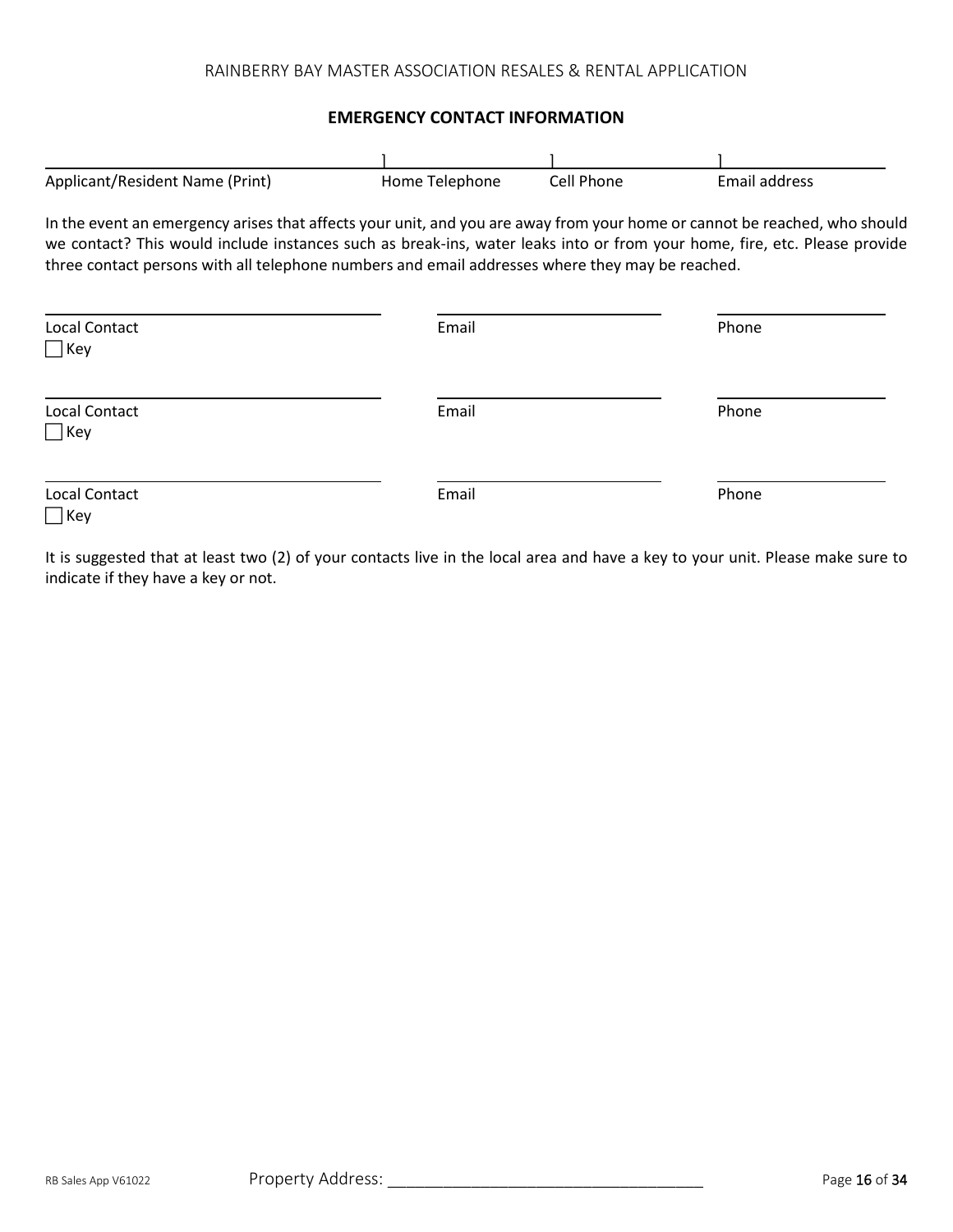RAINBERRY BAY MASTER ASSOCIATION RESALES & RENTAL APPLICATION

## EMERGENCY CONTACT INFORMATION

______________________________ ]______________ ]______________ ]______________

Applicant/Resident Name (Print) | Home Telephone | Cell Phone | Email address

In the event an emergency arises that affects your unit, and you are away from your home or cannot be reached, who should we contact? This would include instances such as break-ins, water leaks into or from your home, fire, etc. Please provide three contact persons with all telephone numbers and email addresses where they may be reached.

______________________________ ______________________ ______________

Local Contact | Email | Phone

☐ Key

______________________________ ______________________ ______________

Local Contact | Email | Phone

☐ Key

______________________________ ______________________ ______________

Local Contact | Email | Phone

☐ Key

It is suggested that at least two (2) of your contacts live in the local area and have a key to your unit. Please make sure to indicate if they have a key or not.

RB Sales App V61022 Property Address: ___________________________________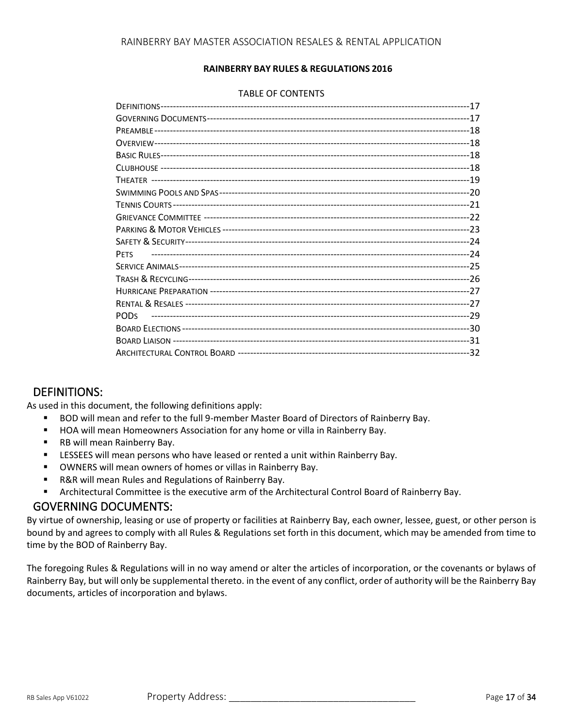**RAINBERRY BAY RULES & REGULATIONS 2016**

TABLE OF CONTENTS

| Section | Page |
| --- | --- |
| Definitions | 17 |
| Governing Documents | 17 |
| Preamble | 18 |
| Overview | 18 |
| Basic Rules | 18 |
| Clubhouse | 18 |
| Theater | 19 |
| Swimming Pools and Spas | 20 |
| Tennis Courts | 21 |
| Grievance Committee | 22 |
| Parking & Motor Vehicles | 23 |
| Safety & Security | 24 |
| Pets | 24 |
| Service Animals | 25 |
| Trash & Recycling | 26 |
| Hurricane Preparation | 27 |
| Rental & Resales | 27 |
| PODs | 29 |
| Board Elections | 30 |
| Board Liaison | 31 |
| Architectural Control Board | 32 |

## DEFINITIONS:

As used in this document, the following definitions apply:

- BOD will mean and refer to the full 9-member Master Board of Directors of Rainberry Bay.
- HOA will mean Homeowners Association for any home or villa in Rainberry Bay.
- RB will mean Rainberry Bay.
- LESSEES will mean persons who have leased or rented a unit within Rainberry Bay.
- OWNERS will mean owners of homes or villas in Rainberry Bay.
- R&R will mean Rules and Regulations of Rainberry Bay.
- Architectural Committee is the executive arm of the Architectural Control Board of Rainberry Bay.

## GOVERNING DOCUMENTS:

By virtue of ownership, leasing or use of property or facilities at Rainberry Bay, each owner, lessee, guest, or other person is bound by and agrees to comply with all Rules & Regulations set forth in this document, which may be amended from time to time by the BOD of Rainberry Bay.

The foregoing Rules & Regulations will in no way amend or alter the articles of incorporation, or the covenants or bylaws of Rainberry Bay, but will only be supplemental thereto. in the event of any conflict, order of authority will be the Rainberry Bay documents, articles of incorporation and bylaws.

Property Address: ___________________________________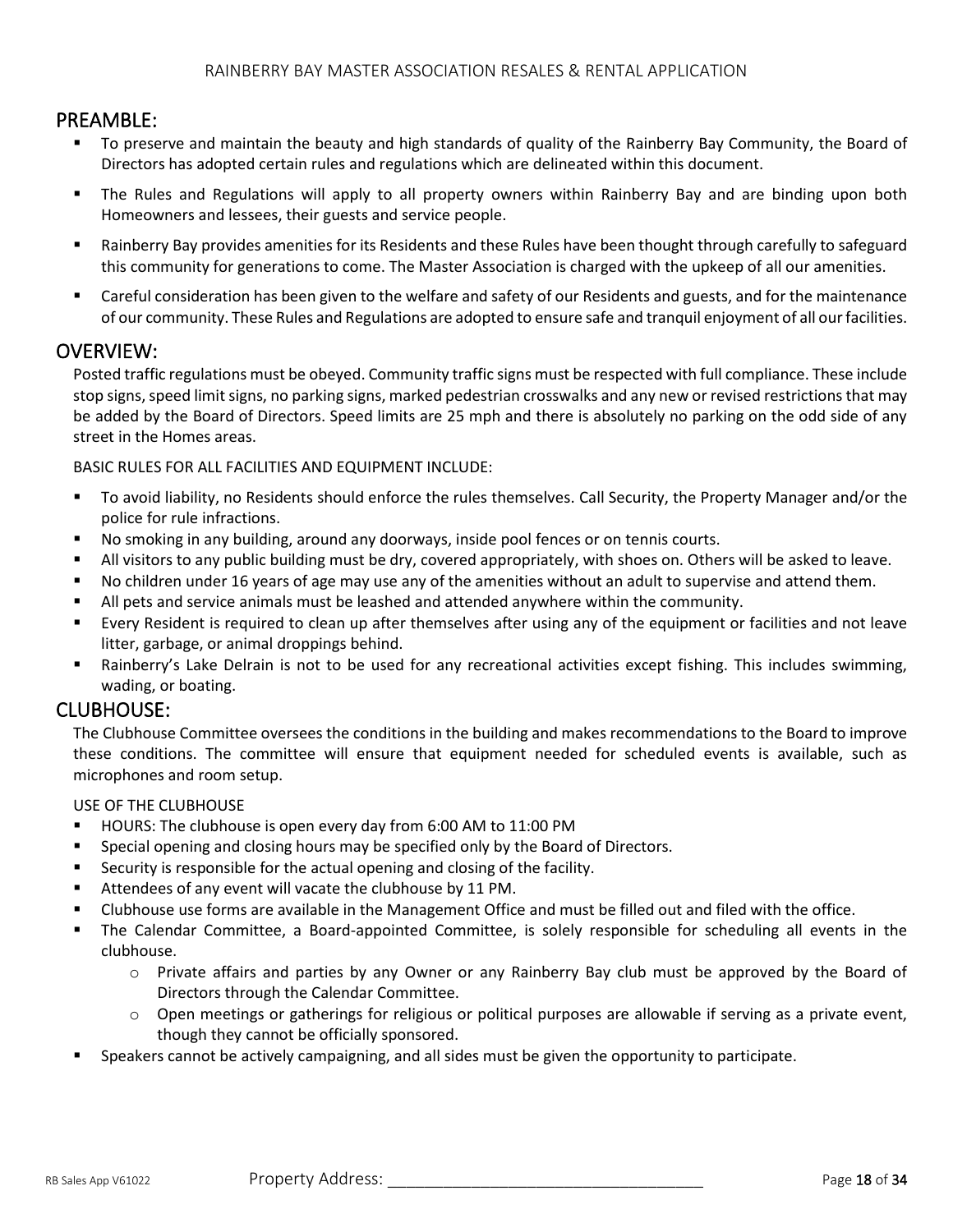## PREAMBLE:

- To preserve and maintain the beauty and high standards of quality of the Rainberry Bay Community, the Board of Directors has adopted certain rules and regulations which are delineated within this document.
- The Rules and Regulations will apply to all property owners within Rainberry Bay and are binding upon both Homeowners and lessees, their guests and service people.
- Rainberry Bay provides amenities for its Residents and these Rules have been thought through carefully to safeguard this community for generations to come. The Master Association is charged with the upkeep of all our amenities.
- Careful consideration has been given to the welfare and safety of our Residents and guests, and for the maintenance of our community. These Rules and Regulations are adopted to ensure safe and tranquil enjoyment of all our facilities.

## OVERVIEW:

Posted traffic regulations must be obeyed. Community traffic signs must be respected with full compliance. These include stop signs, speed limit signs, no parking signs, marked pedestrian crosswalks and any new or revised restrictions that may be added by the Board of Directors. Speed limits are 25 mph and there is absolutely no parking on the odd side of any street in the Homes areas.

BASIC RULES FOR ALL FACILITIES AND EQUIPMENT INCLUDE:

- To avoid liability, no Residents should enforce the rules themselves. Call Security, the Property Manager and/or the police for rule infractions.
- No smoking in any building, around any doorways, inside pool fences or on tennis courts.
- All visitors to any public building must be dry, covered appropriately, with shoes on. Others will be asked to leave.
- No children under 16 years of age may use any of the amenities without an adult to supervise and attend them.
- All pets and service animals must be leashed and attended anywhere within the community.
- Every Resident is required to clean up after themselves after using any of the equipment or facilities and not leave litter, garbage, or animal droppings behind.
- Rainberry's Lake Delrain is not to be used for any recreational activities except fishing. This includes swimming, wading, or boating.

## CLUBHOUSE:

The Clubhouse Committee oversees the conditions in the building and makes recommendations to the Board to improve these conditions. The committee will ensure that equipment needed for scheduled events is available, such as microphones and room setup.

USE OF THE CLUBHOUSE

- HOURS: The clubhouse is open every day from 6:00 AM to 11:00 PM
- Special opening and closing hours may be specified only by the Board of Directors.
- Security is responsible for the actual opening and closing of the facility.
- Attendees of any event will vacate the clubhouse by 11 PM.
- Clubhouse use forms are available in the Management Office and must be filled out and filed with the office.
- The Calendar Committee, a Board-appointed Committee, is solely responsible for scheduling all events in the clubhouse.
  - Private affairs and parties by any Owner or any Rainberry Bay club must be approved by the Board of Directors through the Calendar Committee.
  - Open meetings or gatherings for religious or political purposes are allowable if serving as a private event, though they cannot be officially sponsored.
- Speakers cannot be actively campaigning, and all sides must be given the opportunity to participate.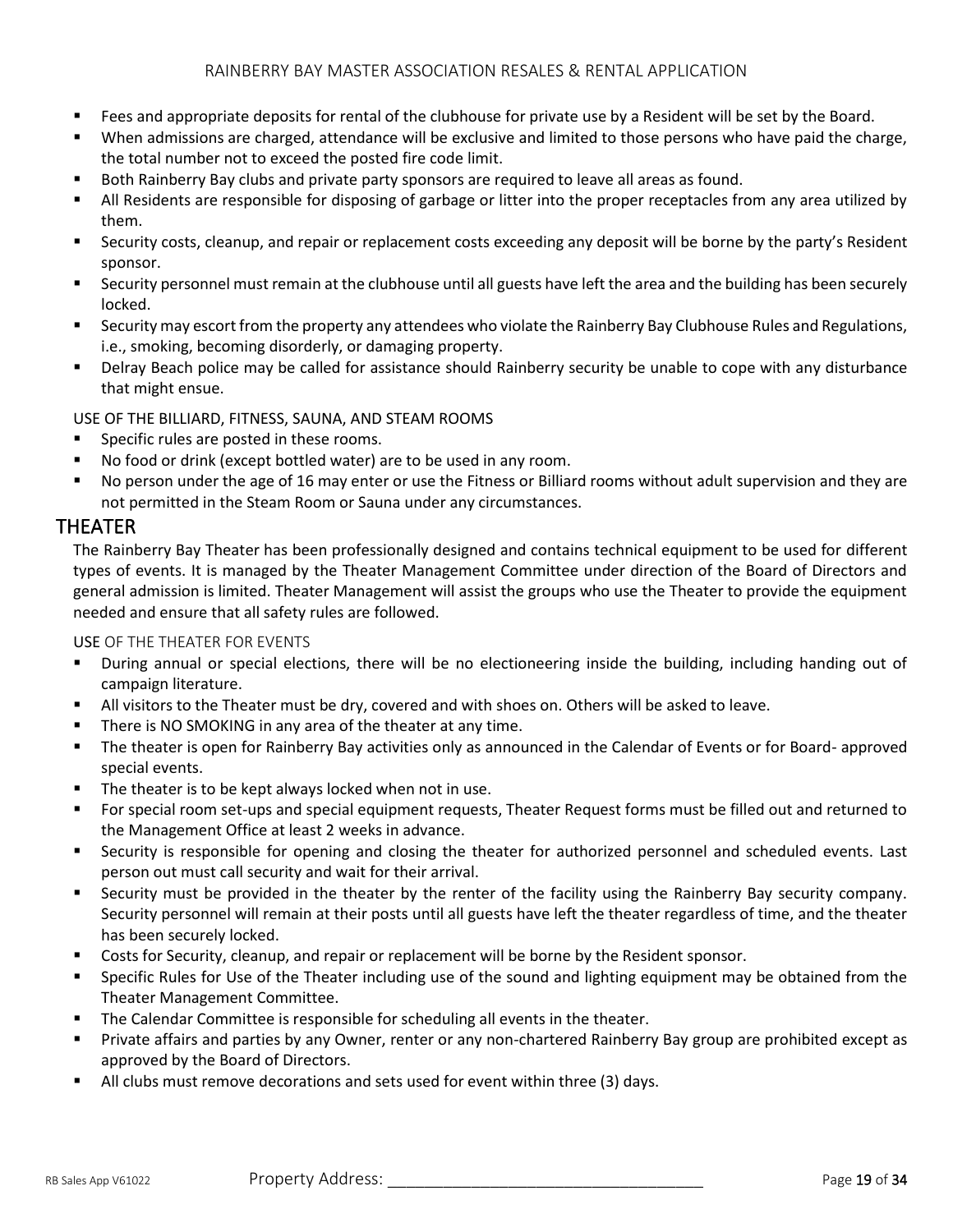- Fees and appropriate deposits for rental of the clubhouse for private use by a Resident will be set by the Board.
- When admissions are charged, attendance will be exclusive and limited to those persons who have paid the charge, the total number not to exceed the posted fire code limit.
- Both Rainberry Bay clubs and private party sponsors are required to leave all areas as found.
- All Residents are responsible for disposing of garbage or litter into the proper receptacles from any area utilized by them.
- Security costs, cleanup, and repair or replacement costs exceeding any deposit will be borne by the party's Resident sponsor.
- Security personnel must remain at the clubhouse until all guests have left the area and the building has been securely locked.
- Security may escort from the property any attendees who violate the Rainberry Bay Clubhouse Rules and Regulations, i.e., smoking, becoming disorderly, or damaging property.
- Delray Beach police may be called for assistance should Rainberry security be unable to cope with any disturbance that might ensue.

### USE OF THE BILLIARD, FITNESS, SAUNA, AND STEAM ROOMS

- Specific rules are posted in these rooms.
- No food or drink (except bottled water) are to be used in any room.
- No person under the age of 16 may enter or use the Fitness or Billiard rooms without adult supervision and they are not permitted in the Steam Room or Sauna under any circumstances.

## THEATER

The Rainberry Bay Theater has been professionally designed and contains technical equipment to be used for different types of events. It is managed by the Theater Management Committee under direction of the Board of Directors and general admission is limited. Theater Management will assist the groups who use the Theater to provide the equipment needed and ensure that all safety rules are followed.

### USE OF THE THEATER FOR EVENTS

- During annual or special elections, there will be no electioneering inside the building, including handing out of campaign literature.
- All visitors to the Theater must be dry, covered and with shoes on. Others will be asked to leave.
- There is NO SMOKING in any area of the theater at any time.
- The theater is open for Rainberry Bay activities only as announced in the Calendar of Events or for Board- approved special events.
- The theater is to be kept always locked when not in use.
- For special room set-ups and special equipment requests, Theater Request forms must be filled out and returned to the Management Office at least 2 weeks in advance.
- Security is responsible for opening and closing the theater for authorized personnel and scheduled events. Last person out must call security and wait for their arrival.
- Security must be provided in the theater by the renter of the facility using the Rainberry Bay security company. Security personnel will remain at their posts until all guests have left the theater regardless of time, and the theater has been securely locked.
- Costs for Security, cleanup, and repair or replacement will be borne by the Resident sponsor.
- Specific Rules for Use of the Theater including use of the sound and lighting equipment may be obtained from the Theater Management Committee.
- The Calendar Committee is responsible for scheduling all events in the theater.
- Private affairs and parties by any Owner, renter or any non-chartered Rainberry Bay group are prohibited except as approved by the Board of Directors.
- All clubs must remove decorations and sets used for event within three (3) days.

Property Address: ___________________________________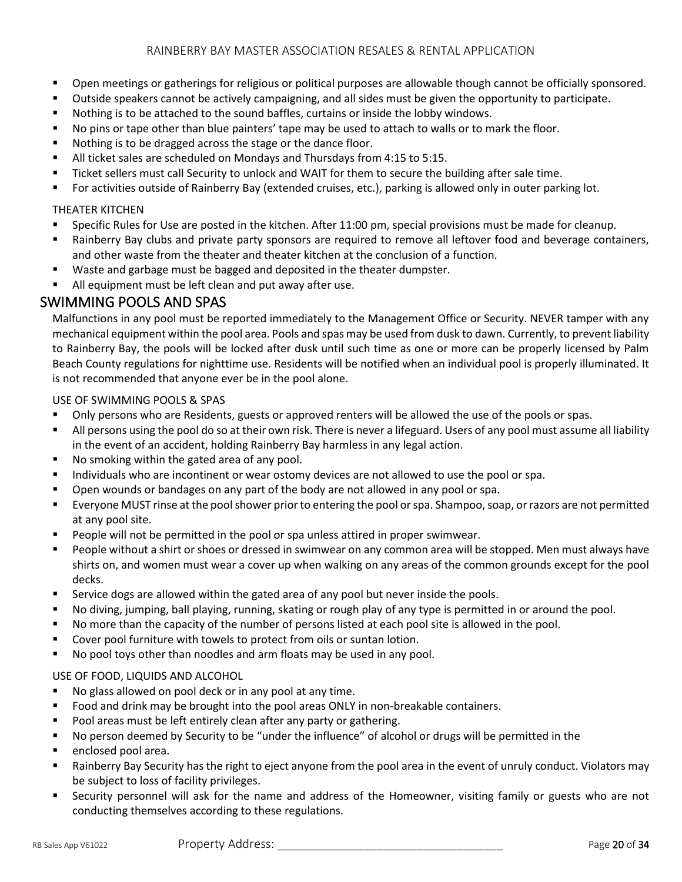- Open meetings or gatherings for religious or political purposes are allowable though cannot be officially sponsored.
- Outside speakers cannot be actively campaigning, and all sides must be given the opportunity to participate.
- Nothing is to be attached to the sound baffles, curtains or inside the lobby windows.
- No pins or tape other than blue painters' tape may be used to attach to walls or to mark the floor.
- Nothing is to be dragged across the stage or the dance floor.
- All ticket sales are scheduled on Mondays and Thursdays from 4:15 to 5:15.
- Ticket sellers must call Security to unlock and WAIT for them to secure the building after sale time.
- For activities outside of Rainberry Bay (extended cruises, etc.), parking is allowed only in outer parking lot.

THEATER KITCHEN

- Specific Rules for Use are posted in the kitchen. After 11:00 pm, special provisions must be made for cleanup.
- Rainberry Bay clubs and private party sponsors are required to remove all leftover food and beverage containers, and other waste from the theater and theater kitchen at the conclusion of a function.
- Waste and garbage must be bagged and deposited in the theater dumpster.
- All equipment must be left clean and put away after use.

## SWIMMING POOLS AND SPAS

Malfunctions in any pool must be reported immediately to the Management Office or Security. NEVER tamper with any mechanical equipment within the pool area. Pools and spas may be used from dusk to dawn. Currently, to prevent liability to Rainberry Bay, the pools will be locked after dusk until such time as one or more can be properly licensed by Palm Beach County regulations for nighttime use. Residents will be notified when an individual pool is properly illuminated. It is not recommended that anyone ever be in the pool alone.

USE OF SWIMMING POOLS & SPAS

- Only persons who are Residents, guests or approved renters will be allowed the use of the pools or spas.
- All persons using the pool do so at their own risk. There is never a lifeguard. Users of any pool must assume all liability in the event of an accident, holding Rainberry Bay harmless in any legal action.
- No smoking within the gated area of any pool.
- Individuals who are incontinent or wear ostomy devices are not allowed to use the pool or spa.
- Open wounds or bandages on any part of the body are not allowed in any pool or spa.
- Everyone MUST rinse at the pool shower prior to entering the pool or spa. Shampoo, soap, or razors are not permitted at any pool site.
- People will not be permitted in the pool or spa unless attired in proper swimwear.
- People without a shirt or shoes or dressed in swimwear on any common area will be stopped. Men must always have shirts on, and women must wear a cover up when walking on any areas of the common grounds except for the pool decks.
- Service dogs are allowed within the gated area of any pool but never inside the pools.
- No diving, jumping, ball playing, running, skating or rough play of any type is permitted in or around the pool.
- No more than the capacity of the number of persons listed at each pool site is allowed in the pool.
- Cover pool furniture with towels to protect from oils or suntan lotion.
- No pool toys other than noodles and arm floats may be used in any pool.

USE OF FOOD, LIQUIDS AND ALCOHOL

- No glass allowed on pool deck or in any pool at any time.
- Food and drink may be brought into the pool areas ONLY in non-breakable containers.
- Pool areas must be left entirely clean after any party or gathering.
- No person deemed by Security to be "under the influence" of alcohol or drugs will be permitted in the
- enclosed pool area.
- Rainberry Bay Security has the right to eject anyone from the pool area in the event of unruly conduct. Violators may be subject to loss of facility privileges.
- Security personnel will ask for the name and address of the Homeowner, visiting family or guests who are not conducting themselves according to these regulations.

Property Address: ___________________________________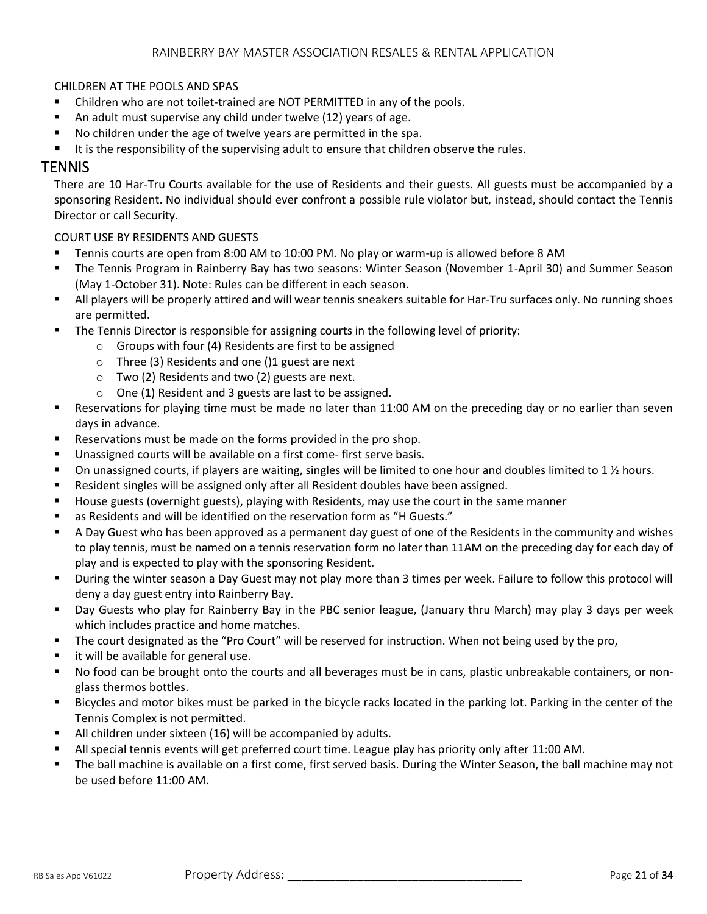CHILDREN AT THE POOLS AND SPAS

- Children who are not toilet-trained are NOT PERMITTED in any of the pools.
- An adult must supervise any child under twelve (12) years of age.
- No children under the age of twelve years are permitted in the spa.
- It is the responsibility of the supervising adult to ensure that children observe the rules.

## TENNIS

There are 10 Har-Tru Courts available for the use of Residents and their guests. All guests must be accompanied by a sponsoring Resident. No individual should ever confront a possible rule violator but, instead, should contact the Tennis Director or call Security.

COURT USE BY RESIDENTS AND GUESTS

- Tennis courts are open from 8:00 AM to 10:00 PM. No play or warm-up is allowed before 8 AM
- The Tennis Program in Rainberry Bay has two seasons: Winter Season (November 1-April 30) and Summer Season (May 1-October 31). Note: Rules can be different in each season.
- All players will be properly attired and will wear tennis sneakers suitable for Har-Tru surfaces only. No running shoes are permitted.
- The Tennis Director is responsible for assigning courts in the following level of priority:
  - Groups with four (4) Residents are first to be assigned
  - Three (3) Residents and one ()1 guest are next
  - Two (2) Residents and two (2) guests are next.
  - One (1) Resident and 3 guests are last to be assigned.
- Reservations for playing time must be made no later than 11:00 AM on the preceding day or no earlier than seven days in advance.
- Reservations must be made on the forms provided in the pro shop.
- Unassigned courts will be available on a first come- first serve basis.
- On unassigned courts, if players are waiting, singles will be limited to one hour and doubles limited to 1 ½ hours.
- Resident singles will be assigned only after all Resident doubles have been assigned.
- House guests (overnight guests), playing with Residents, may use the court in the same manner
- as Residents and will be identified on the reservation form as "H Guests."
- A Day Guest who has been approved as a permanent day guest of one of the Residents in the community and wishes to play tennis, must be named on a tennis reservation form no later than 11AM on the preceding day for each day of play and is expected to play with the sponsoring Resident.
- During the winter season a Day Guest may not play more than 3 times per week. Failure to follow this protocol will deny a day guest entry into Rainberry Bay.
- Day Guests who play for Rainberry Bay in the PBC senior league, (January thru March) may play 3 days per week which includes practice and home matches.
- The court designated as the "Pro Court" will be reserved for instruction. When not being used by the pro,
- it will be available for general use.
- No food can be brought onto the courts and all beverages must be in cans, plastic unbreakable containers, or non-glass thermos bottles.
- Bicycles and motor bikes must be parked in the bicycle racks located in the parking lot. Parking in the center of the Tennis Complex is not permitted.
- All children under sixteen (16) will be accompanied by adults.
- All special tennis events will get preferred court time. League play has priority only after 11:00 AM.
- The ball machine is available on a first come, first served basis. During the Winter Season, the ball machine may not be used before 11:00 AM.

Property Address: ___________________________________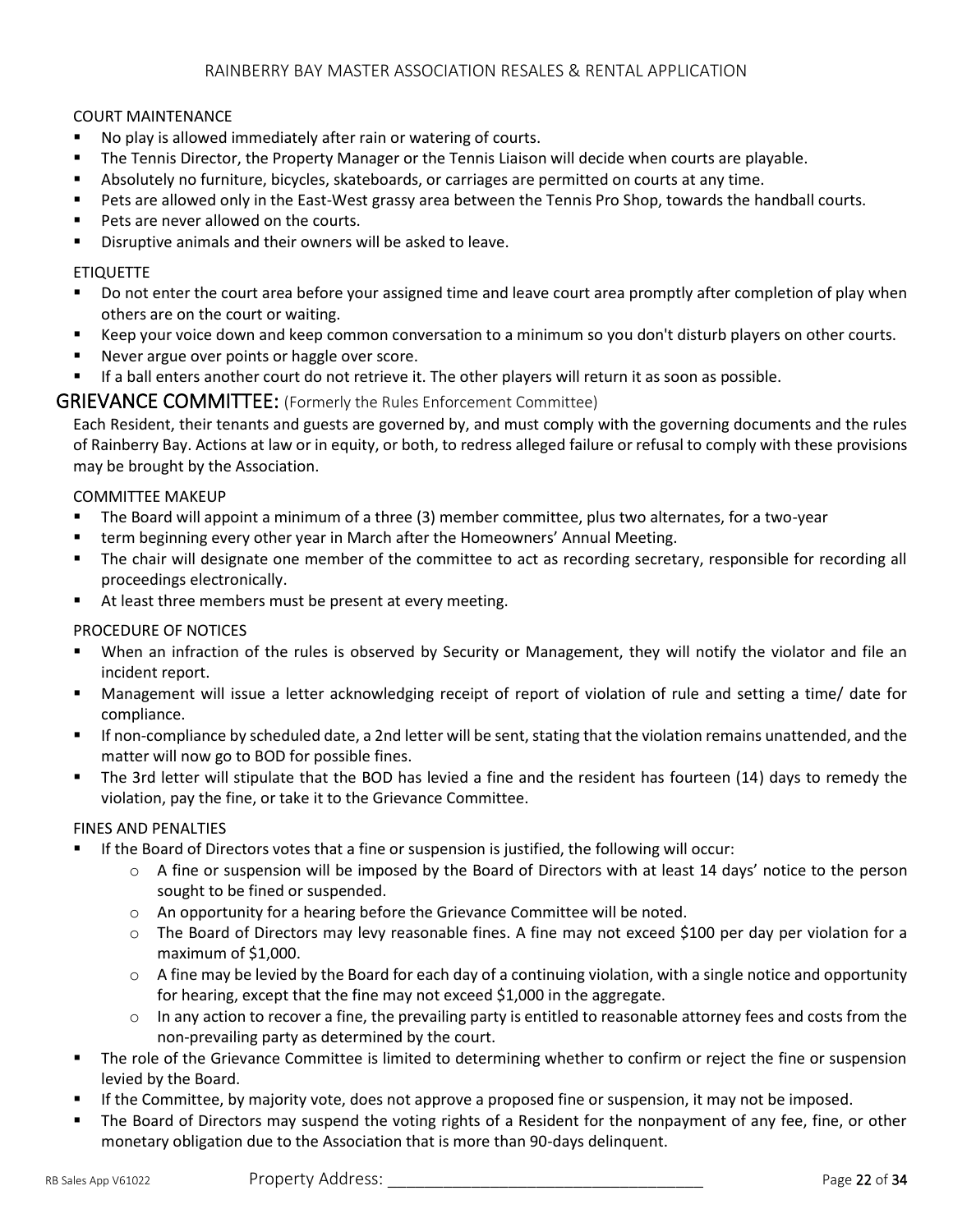COURT MAINTENANCE

- No play is allowed immediately after rain or watering of courts.
- The Tennis Director, the Property Manager or the Tennis Liaison will decide when courts are playable.
- Absolutely no furniture, bicycles, skateboards, or carriages are permitted on courts at any time.
- Pets are allowed only in the East-West grassy area between the Tennis Pro Shop, towards the handball courts.
- Pets are never allowed on the courts.
- Disruptive animals and their owners will be asked to leave.

ETIQUETTE

- Do not enter the court area before your assigned time and leave court area promptly after completion of play when others are on the court or waiting.
- Keep your voice down and keep common conversation to a minimum so you don't disturb players on other courts.
- Never argue over points or haggle over score.
- If a ball enters another court do not retrieve it. The other players will return it as soon as possible.

## GRIEVANCE COMMITTEE: (Formerly the Rules Enforcement Committee)

Each Resident, their tenants and guests are governed by, and must comply with the governing documents and the rules of Rainberry Bay. Actions at law or in equity, or both, to redress alleged failure or refusal to comply with these provisions may be brought by the Association.

COMMITTEE MAKEUP

- The Board will appoint a minimum of a three (3) member committee, plus two alternates, for a two-year
- term beginning every other year in March after the Homeowners' Annual Meeting.
- The chair will designate one member of the committee to act as recording secretary, responsible for recording all proceedings electronically.
- At least three members must be present at every meeting.

PROCEDURE OF NOTICES

- When an infraction of the rules is observed by Security or Management, they will notify the violator and file an incident report.
- Management will issue a letter acknowledging receipt of report of violation of rule and setting a time/ date for compliance.
- If non-compliance by scheduled date, a 2nd letter will be sent, stating that the violation remains unattended, and the matter will now go to BOD for possible fines.
- The 3rd letter will stipulate that the BOD has levied a fine and the resident has fourteen (14) days to remedy the violation, pay the fine, or take it to the Grievance Committee.

FINES AND PENALTIES

- If the Board of Directors votes that a fine or suspension is justified, the following will occur:
  - A fine or suspension will be imposed by the Board of Directors with at least 14 days' notice to the person sought to be fined or suspended.
  - An opportunity for a hearing before the Grievance Committee will be noted.
  - The Board of Directors may levy reasonable fines. A fine may not exceed $100 per day per violation for a maximum of $1,000.
  - A fine may be levied by the Board for each day of a continuing violation, with a single notice and opportunity for hearing, except that the fine may not exceed $1,000 in the aggregate.
  - In any action to recover a fine, the prevailing party is entitled to reasonable attorney fees and costs from the non-prevailing party as determined by the court.
- The role of the Grievance Committee is limited to determining whether to confirm or reject the fine or suspension levied by the Board.
- If the Committee, by majority vote, does not approve a proposed fine or suspension, it may not be imposed.
- The Board of Directors may suspend the voting rights of a Resident for the nonpayment of any fee, fine, or other monetary obligation due to the Association that is more than 90-days delinquent.

Property Address: ___________________________________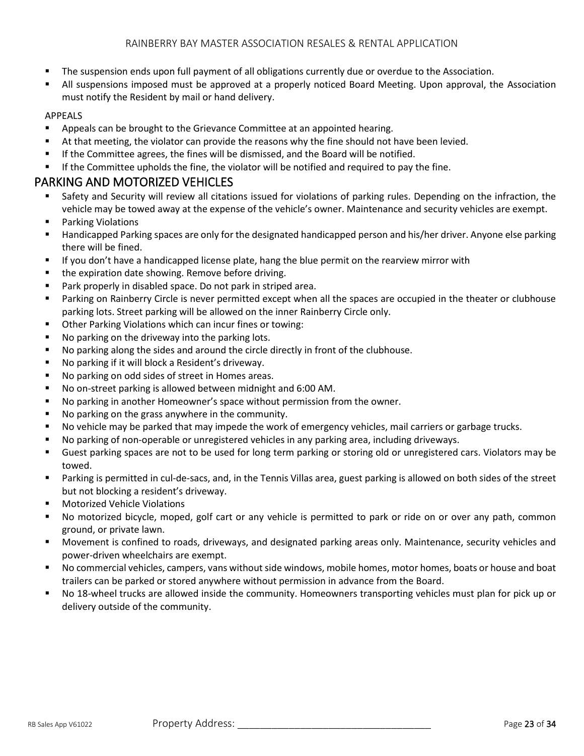- The suspension ends upon full payment of all obligations currently due or overdue to the Association.
- All suspensions imposed must be approved at a properly noticed Board Meeting. Upon approval, the Association must notify the Resident by mail or hand delivery.

APPEALS

- Appeals can be brought to the Grievance Committee at an appointed hearing.
- At that meeting, the violator can provide the reasons why the fine should not have been levied.
- If the Committee agrees, the fines will be dismissed, and the Board will be notified.
- If the Committee upholds the fine, the violator will be notified and required to pay the fine.

## PARKING AND MOTORIZED VEHICLES

- Safety and Security will review all citations issued for violations of parking rules. Depending on the infraction, the vehicle may be towed away at the expense of the vehicle's owner. Maintenance and security vehicles are exempt.
- Parking Violations
- Handicapped Parking spaces are only for the designated handicapped person and his/her driver. Anyone else parking there will be fined.
- If you don't have a handicapped license plate, hang the blue permit on the rearview mirror with
- the expiration date showing. Remove before driving.
- Park properly in disabled space. Do not park in striped area.
- Parking on Rainberry Circle is never permitted except when all the spaces are occupied in the theater or clubhouse parking lots. Street parking will be allowed on the inner Rainberry Circle only.
- Other Parking Violations which can incur fines or towing:
- No parking on the driveway into the parking lots.
- No parking along the sides and around the circle directly in front of the clubhouse.
- No parking if it will block a Resident's driveway.
- No parking on odd sides of street in Homes areas.
- No on-street parking is allowed between midnight and 6:00 AM.
- No parking in another Homeowner's space without permission from the owner.
- No parking on the grass anywhere in the community.
- No vehicle may be parked that may impede the work of emergency vehicles, mail carriers or garbage trucks.
- No parking of non-operable or unregistered vehicles in any parking area, including driveways.
- Guest parking spaces are not to be used for long term parking or storing old or unregistered cars. Violators may be towed.
- Parking is permitted in cul-de-sacs, and, in the Tennis Villas area, guest parking is allowed on both sides of the street but not blocking a resident's driveway.
- Motorized Vehicle Violations
- No motorized bicycle, moped, golf cart or any vehicle is permitted to park or ride on or over any path, common ground, or private lawn.
- Movement is confined to roads, driveways, and designated parking areas only. Maintenance, security vehicles and power-driven wheelchairs are exempt.
- No commercial vehicles, campers, vans without side windows, mobile homes, motor homes, boats or house and boat trailers can be parked or stored anywhere without permission in advance from the Board.
- No 18-wheel trucks are allowed inside the community. Homeowners transporting vehicles must plan for pick up or delivery outside of the community.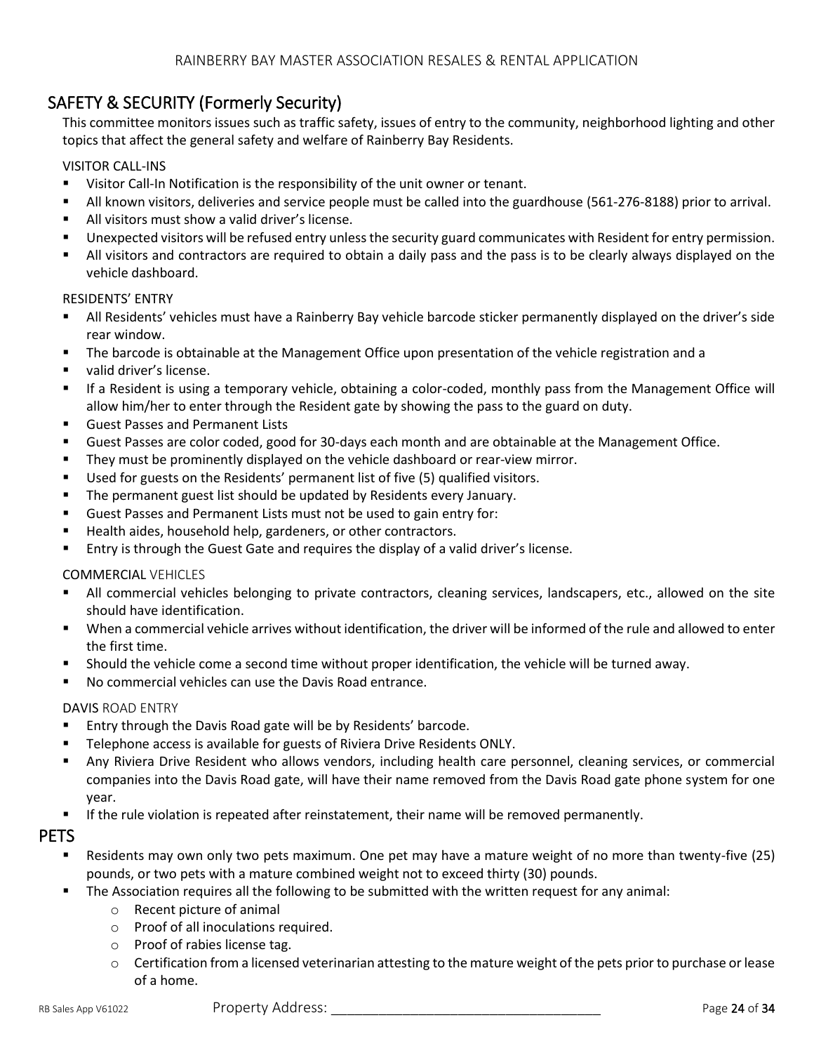## SAFETY & SECURITY (Formerly Security)

This committee monitors issues such as traffic safety, issues of entry to the community, neighborhood lighting and other topics that affect the general safety and welfare of Rainberry Bay Residents.

VISITOR CALL-INS

- Visitor Call-In Notification is the responsibility of the unit owner or tenant.
- All known visitors, deliveries and service people must be called into the guardhouse (561-276-8188) prior to arrival.
- All visitors must show a valid driver's license.
- Unexpected visitors will be refused entry unless the security guard communicates with Resident for entry permission.
- All visitors and contractors are required to obtain a daily pass and the pass is to be clearly always displayed on the vehicle dashboard.

RESIDENTS' ENTRY

- All Residents' vehicles must have a Rainberry Bay vehicle barcode sticker permanently displayed on the driver's side rear window.
- The barcode is obtainable at the Management Office upon presentation of the vehicle registration and a
- valid driver's license.
- If a Resident is using a temporary vehicle, obtaining a color-coded, monthly pass from the Management Office will allow him/her to enter through the Resident gate by showing the pass to the guard on duty.
- Guest Passes and Permanent Lists
- Guest Passes are color coded, good for 30-days each month and are obtainable at the Management Office.
- They must be prominently displayed on the vehicle dashboard or rear-view mirror.
- Used for guests on the Residents' permanent list of five (5) qualified visitors.
- The permanent guest list should be updated by Residents every January.
- Guest Passes and Permanent Lists must not be used to gain entry for:
- Health aides, household help, gardeners, or other contractors.
- Entry is through the Guest Gate and requires the display of a valid driver's license.

COMMERCIAL VEHICLES

- All commercial vehicles belonging to private contractors, cleaning services, landscapers, etc., allowed on the site should have identification.
- When a commercial vehicle arrives without identification, the driver will be informed of the rule and allowed to enter the first time.
- Should the vehicle come a second time without proper identification, the vehicle will be turned away.
- No commercial vehicles can use the Davis Road entrance.

DAVIS ROAD ENTRY

- Entry through the Davis Road gate will be by Residents' barcode.
- Telephone access is available for guests of Riviera Drive Residents ONLY.
- Any Riviera Drive Resident who allows vendors, including health care personnel, cleaning services, or commercial companies into the Davis Road gate, will have their name removed from the Davis Road gate phone system for one year.
- If the rule violation is repeated after reinstatement, their name will be removed permanently.

## PETS

- Residents may own only two pets maximum. One pet may have a mature weight of no more than twenty-five (25) pounds, or two pets with a mature combined weight not to exceed thirty (30) pounds.
- The Association requires all the following to be submitted with the written request for any animal:
  - Recent picture of animal
  - Proof of all inoculations required.
  - Proof of rabies license tag.
  - Certification from a licensed veterinarian attesting to the mature weight of the pets prior to purchase or lease of a home.

Property Address: ___________________________________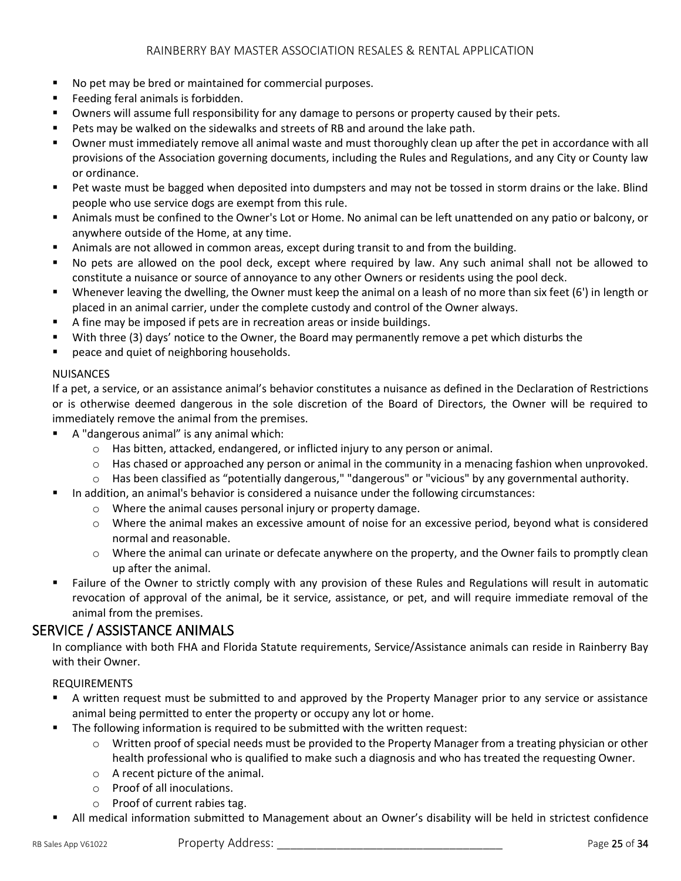- No pet may be bred or maintained for commercial purposes.
- Feeding feral animals is forbidden.
- Owners will assume full responsibility for any damage to persons or property caused by their pets.
- Pets may be walked on the sidewalks and streets of RB and around the lake path.
- Owner must immediately remove all animal waste and must thoroughly clean up after the pet in accordance with all provisions of the Association governing documents, including the Rules and Regulations, and any City or County law or ordinance.
- Pet waste must be bagged when deposited into dumpsters and may not be tossed in storm drains or the lake. Blind people who use service dogs are exempt from this rule.
- Animals must be confined to the Owner's Lot or Home. No animal can be left unattended on any patio or balcony, or anywhere outside of the Home, at any time.
- Animals are not allowed in common areas, except during transit to and from the building.
- No pets are allowed on the pool deck, except where required by law. Any such animal shall not be allowed to constitute a nuisance or source of annoyance to any other Owners or residents using the pool deck.
- Whenever leaving the dwelling, the Owner must keep the animal on a leash of no more than six feet (6') in length or placed in an animal carrier, under the complete custody and control of the Owner always.
- A fine may be imposed if pets are in recreation areas or inside buildings.
- With three (3) days' notice to the Owner, the Board may permanently remove a pet which disturbs the
- peace and quiet of neighboring households.

NUISANCES

If a pet, a service, or an assistance animal's behavior constitutes a nuisance as defined in the Declaration of Restrictions or is otherwise deemed dangerous in the sole discretion of the Board of Directors, the Owner will be required to immediately remove the animal from the premises.

- A "dangerous animal" is any animal which:
  - Has bitten, attacked, endangered, or inflicted injury to any person or animal.
  - Has chased or approached any person or animal in the community in a menacing fashion when unprovoked.
  - Has been classified as "potentially dangerous," "dangerous" or "vicious" by any governmental authority.
- In addition, an animal's behavior is considered a nuisance under the following circumstances:
  - Where the animal causes personal injury or property damage.
  - Where the animal makes an excessive amount of noise for an excessive period, beyond what is considered normal and reasonable.
  - Where the animal can urinate or defecate anywhere on the property, and the Owner fails to promptly clean up after the animal.
- Failure of the Owner to strictly comply with any provision of these Rules and Regulations will result in automatic revocation of approval of the animal, be it service, assistance, or pet, and will require immediate removal of the animal from the premises.

## SERVICE / ASSISTANCE ANIMALS

In compliance with both FHA and Florida Statute requirements, Service/Assistance animals can reside in Rainberry Bay with their Owner.

REQUIREMENTS

- A written request must be submitted to and approved by the Property Manager prior to any service or assistance animal being permitted to enter the property or occupy any lot or home.
- The following information is required to be submitted with the written request:
  - Written proof of special needs must be provided to the Property Manager from a treating physician or other health professional who is qualified to make such a diagnosis and who has treated the requesting Owner.
  - A recent picture of the animal.
  - Proof of all inoculations.
  - Proof of current rabies tag.
- All medical information submitted to Management about an Owner's disability will be held in strictest confidence

Property Address: ___________________________________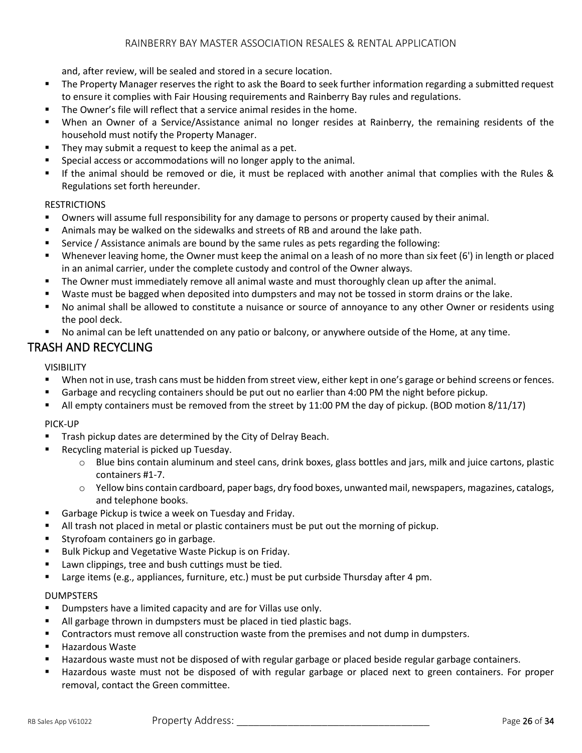and, after review, will be sealed and stored in a secure location.

- The Property Manager reserves the right to ask the Board to seek further information regarding a submitted request to ensure it complies with Fair Housing requirements and Rainberry Bay rules and regulations.
- The Owner's file will reflect that a service animal resides in the home.
- When an Owner of a Service/Assistance animal no longer resides at Rainberry, the remaining residents of the household must notify the Property Manager.
- They may submit a request to keep the animal as a pet.
- Special access or accommodations will no longer apply to the animal.
- If the animal should be removed or die, it must be replaced with another animal that complies with the Rules & Regulations set forth hereunder.

RESTRICTIONS

- Owners will assume full responsibility for any damage to persons or property caused by their animal.
- Animals may be walked on the sidewalks and streets of RB and around the lake path.
- Service / Assistance animals are bound by the same rules as pets regarding the following:
- Whenever leaving home, the Owner must keep the animal on a leash of no more than six feet (6') in length or placed in an animal carrier, under the complete custody and control of the Owner always.
- The Owner must immediately remove all animal waste and must thoroughly clean up after the animal.
- Waste must be bagged when deposited into dumpsters and may not be tossed in storm drains or the lake.
- No animal shall be allowed to constitute a nuisance or source of annoyance to any other Owner or residents using the pool deck.
- No animal can be left unattended on any patio or balcony, or anywhere outside of the Home, at any time.

## TRASH AND RECYCLING

VISIBILITY

- When not in use, trash cans must be hidden from street view, either kept in one's garage or behind screens or fences.
- Garbage and recycling containers should be put out no earlier than 4:00 PM the night before pickup.
- All empty containers must be removed from the street by 11:00 PM the day of pickup. (BOD motion 8/11/17)

PICK-UP

- Trash pickup dates are determined by the City of Delray Beach.
- Recycling material is picked up Tuesday.
  - Blue bins contain aluminum and steel cans, drink boxes, glass bottles and jars, milk and juice cartons, plastic containers #1-7.
  - Yellow bins contain cardboard, paper bags, dry food boxes, unwanted mail, newspapers, magazines, catalogs, and telephone books.
- Garbage Pickup is twice a week on Tuesday and Friday.
- All trash not placed in metal or plastic containers must be put out the morning of pickup.
- Styrofoam containers go in garbage.
- Bulk Pickup and Vegetative Waste Pickup is on Friday.
- Lawn clippings, tree and bush cuttings must be tied.
- Large items (e.g., appliances, furniture, etc.) must be put curbside Thursday after 4 pm.

DUMPSTERS

- Dumpsters have a limited capacity and are for Villas use only.
- All garbage thrown in dumpsters must be placed in tied plastic bags.
- Contractors must remove all construction waste from the premises and not dump in dumpsters.
- Hazardous Waste
- Hazardous waste must not be disposed of with regular garbage or placed beside regular garbage containers.
- Hazardous waste must not be disposed of with regular garbage or placed next to green containers. For proper removal, contact the Green committee.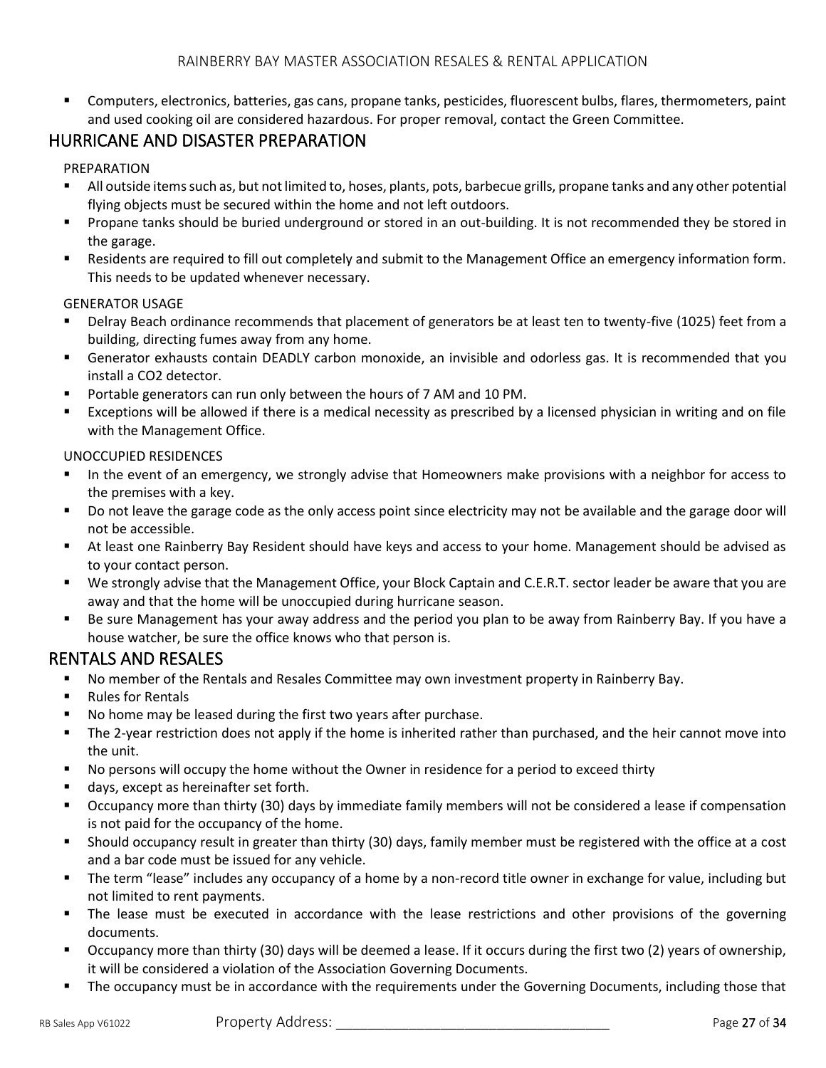- Computers, electronics, batteries, gas cans, propane tanks, pesticides, fluorescent bulbs, flares, thermometers, paint and used cooking oil are considered hazardous. For proper removal, contact the Green Committee.

## HURRICANE AND DISASTER PREPARATION

PREPARATION

- All outside items such as, but not limited to, hoses, plants, pots, barbecue grills, propane tanks and any other potential flying objects must be secured within the home and not left outdoors.
- Propane tanks should be buried underground or stored in an out-building. It is not recommended they be stored in the garage.
- Residents are required to fill out completely and submit to the Management Office an emergency information form. This needs to be updated whenever necessary.

GENERATOR USAGE

- Delray Beach ordinance recommends that placement of generators be at least ten to twenty-five (1025) feet from a building, directing fumes away from any home.
- Generator exhausts contain DEADLY carbon monoxide, an invisible and odorless gas. It is recommended that you install a $CO_2$ detector.
- Portable generators can run only between the hours of 7 AM and 10 PM.
- Exceptions will be allowed if there is a medical necessity as prescribed by a licensed physician in writing and on file with the Management Office.

UNOCCUPIED RESIDENCES

- In the event of an emergency, we strongly advise that Homeowners make provisions with a neighbor for access to the premises with a key.
- Do not leave the garage code as the only access point since electricity may not be available and the garage door will not be accessible.
- At least one Rainberry Bay Resident should have keys and access to your home. Management should be advised as to your contact person.
- We strongly advise that the Management Office, your Block Captain and C.E.R.T. sector leader be aware that you are away and that the home will be unoccupied during hurricane season.
- Be sure Management has your away address and the period you plan to be away from Rainberry Bay. If you have a house watcher, be sure the office knows who that person is.

## RENTALS AND RESALES

- No member of the Rentals and Resales Committee may own investment property in Rainberry Bay.
- Rules for Rentals
- No home may be leased during the first two years after purchase.
- The 2-year restriction does not apply if the home is inherited rather than purchased, and the heir cannot move into the unit.
- No persons will occupy the home without the Owner in residence for a period to exceed thirty
- days, except as hereinafter set forth.
- Occupancy more than thirty (30) days by immediate family members will not be considered a lease if compensation is not paid for the occupancy of the home.
- Should occupancy result in greater than thirty (30) days, family member must be registered with the office at a cost and a bar code must be issued for any vehicle.
- The term "lease" includes any occupancy of a home by a non-record title owner in exchange for value, including but not limited to rent payments.
- The lease must be executed in accordance with the lease restrictions and other provisions of the governing documents.
- Occupancy more than thirty (30) days will be deemed a lease. If it occurs during the first two (2) years of ownership, it will be considered a violation of the Association Governing Documents.
- The occupancy must be in accordance with the requirements under the Governing Documents, including those that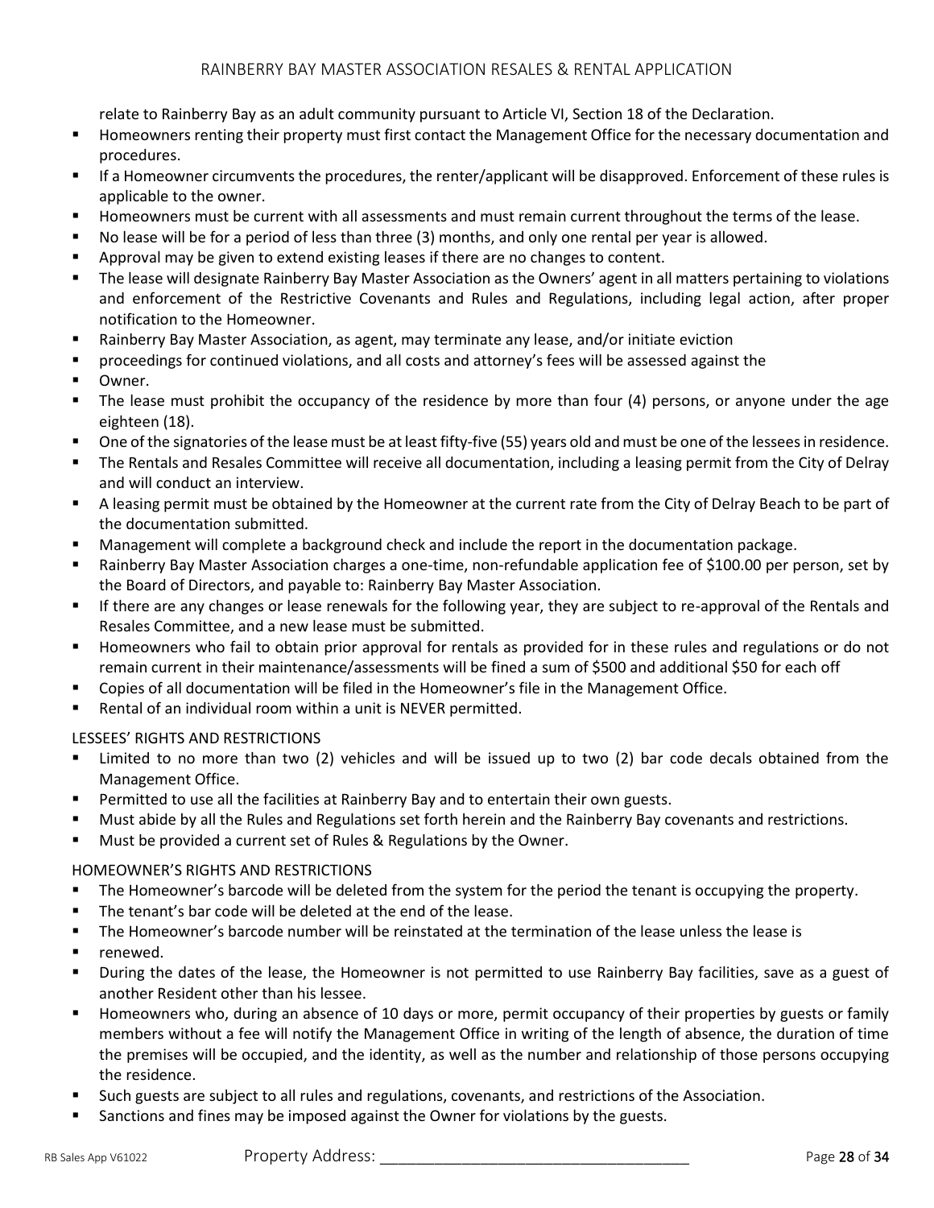relate to Rainberry Bay as an adult community pursuant to Article VI, Section 18 of the Declaration.

- Homeowners renting their property must first contact the Management Office for the necessary documentation and procedures.
- If a Homeowner circumvents the procedures, the renter/applicant will be disapproved. Enforcement of these rules is applicable to the owner.
- Homeowners must be current with all assessments and must remain current throughout the terms of the lease.
- No lease will be for a period of less than three (3) months, and only one rental per year is allowed.
- Approval may be given to extend existing leases if there are no changes to content.
- The lease will designate Rainberry Bay Master Association as the Owners' agent in all matters pertaining to violations and enforcement of the Restrictive Covenants and Rules and Regulations, including legal action, after proper notification to the Homeowner.
- Rainberry Bay Master Association, as agent, may terminate any lease, and/or initiate eviction
- proceedings for continued violations, and all costs and attorney's fees will be assessed against the
- Owner.
- The lease must prohibit the occupancy of the residence by more than four (4) persons, or anyone under the age eighteen (18).
- One of the signatories of the lease must be at least fifty-five (55) years old and must be one of the lessees in residence.
- The Rentals and Resales Committee will receive all documentation, including a leasing permit from the City of Delray and will conduct an interview.
- A leasing permit must be obtained by the Homeowner at the current rate from the City of Delray Beach to be part of the documentation submitted.
- Management will complete a background check and include the report in the documentation package.
- Rainberry Bay Master Association charges a one-time, non-refundable application fee of $100.00 per person, set by the Board of Directors, and payable to: Rainberry Bay Master Association.
- If there are any changes or lease renewals for the following year, they are subject to re-approval of the Rentals and Resales Committee, and a new lease must be submitted.
- Homeowners who fail to obtain prior approval for rentals as provided for in these rules and regulations or do not remain current in their maintenance/assessments will be fined a sum of $500 and additional $50 for each off
- Copies of all documentation will be filed in the Homeowner's file in the Management Office.
- Rental of an individual room within a unit is NEVER permitted.

LESSEES' RIGHTS AND RESTRICTIONS

- Limited to no more than two (2) vehicles and will be issued up to two (2) bar code decals obtained from the Management Office.
- Permitted to use all the facilities at Rainberry Bay and to entertain their own guests.
- Must abide by all the Rules and Regulations set forth herein and the Rainberry Bay covenants and restrictions.
- Must be provided a current set of Rules & Regulations by the Owner.

HOMEOWNER'S RIGHTS AND RESTRICTIONS

- The Homeowner's barcode will be deleted from the system for the period the tenant is occupying the property.
- The tenant's bar code will be deleted at the end of the lease.
- The Homeowner's barcode number will be reinstated at the termination of the lease unless the lease is
- renewed.
- During the dates of the lease, the Homeowner is not permitted to use Rainberry Bay facilities, save as a guest of another Resident other than his lessee.
- Homeowners who, during an absence of 10 days or more, permit occupancy of their properties by guests or family members without a fee will notify the Management Office in writing of the length of absence, the duration of time the premises will be occupied, and the identity, as well as the number and relationship of those persons occupying the residence.
- Such guests are subject to all rules and regulations, covenants, and restrictions of the Association.
- Sanctions and fines may be imposed against the Owner for violations by the guests.

Property Address: ___________________________________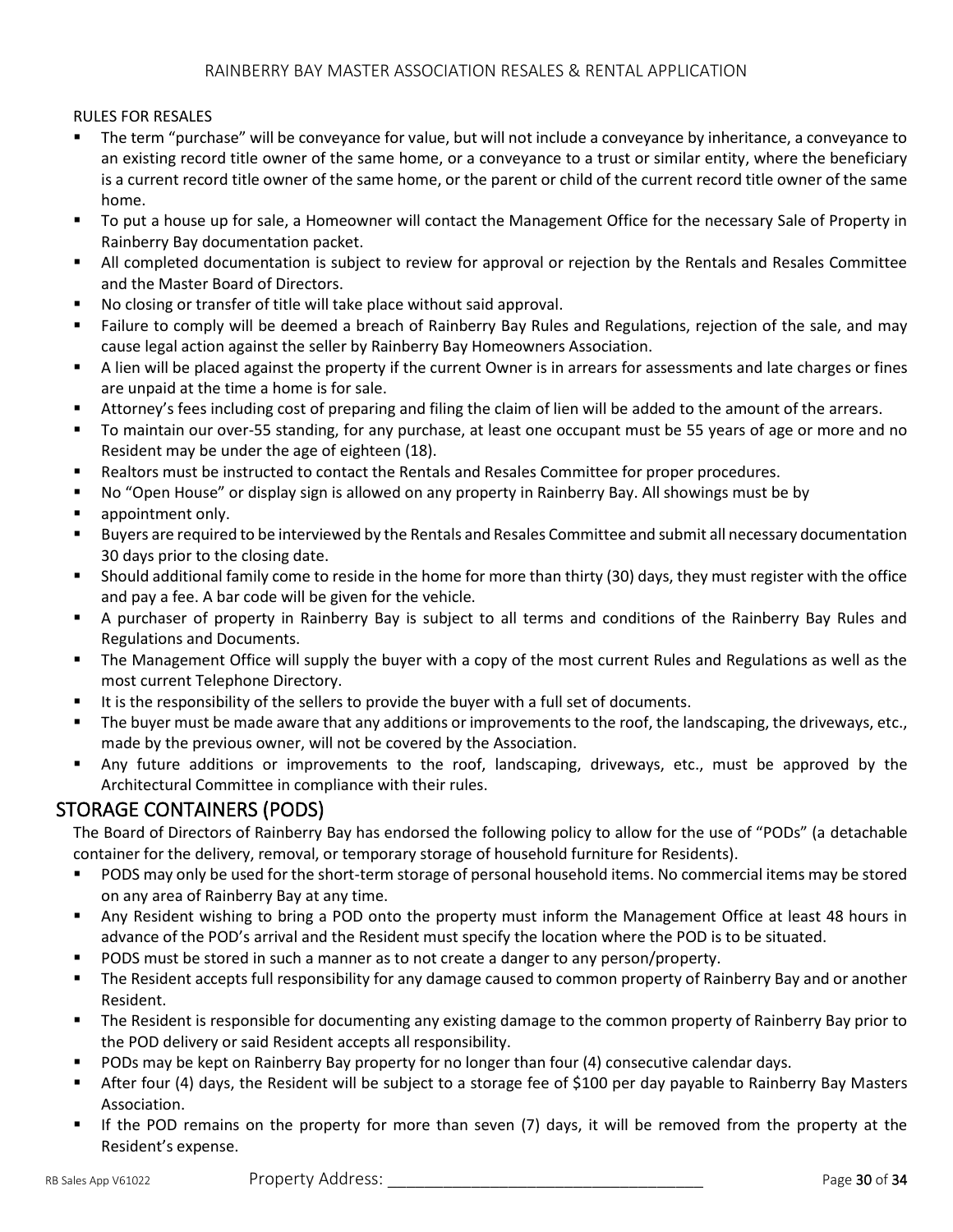RULES FOR RESALES

- The term "purchase" will be conveyance for value, but will not include a conveyance by inheritance, a conveyance to an existing record title owner of the same home, or a conveyance to a trust or similar entity, where the beneficiary is a current record title owner of the same home, or the parent or child of the current record title owner of the same home.
- To put a house up for sale, a Homeowner will contact the Management Office for the necessary Sale of Property in Rainberry Bay documentation packet.
- All completed documentation is subject to review for approval or rejection by the Rentals and Resales Committee and the Master Board of Directors.
- No closing or transfer of title will take place without said approval.
- Failure to comply will be deemed a breach of Rainberry Bay Rules and Regulations, rejection of the sale, and may cause legal action against the seller by Rainberry Bay Homeowners Association.
- A lien will be placed against the property if the current Owner is in arrears for assessments and late charges or fines are unpaid at the time a home is for sale.
- Attorney's fees including cost of preparing and filing the claim of lien will be added to the amount of the arrears.
- To maintain our over-55 standing, for any purchase, at least one occupant must be 55 years of age or more and no Resident may be under the age of eighteen (18).
- Realtors must be instructed to contact the Rentals and Resales Committee for proper procedures.
- No "Open House" or display sign is allowed on any property in Rainberry Bay. All showings must be by
- appointment only.
- Buyers are required to be interviewed by the Rentals and Resales Committee and submit all necessary documentation 30 days prior to the closing date.
- Should additional family come to reside in the home for more than thirty (30) days, they must register with the office and pay a fee. A bar code will be given for the vehicle.
- A purchaser of property in Rainberry Bay is subject to all terms and conditions of the Rainberry Bay Rules and Regulations and Documents.
- The Management Office will supply the buyer with a copy of the most current Rules and Regulations as well as the most current Telephone Directory.
- It is the responsibility of the sellers to provide the buyer with a full set of documents.
- The buyer must be made aware that any additions or improvements to the roof, the landscaping, the driveways, etc., made by the previous owner, will not be covered by the Association.
- Any future additions or improvements to the roof, landscaping, driveways, etc., must be approved by the Architectural Committee in compliance with their rules.

## STORAGE CONTAINERS (PODS)

The Board of Directors of Rainberry Bay has endorsed the following policy to allow for the use of "PODs" (a detachable container for the delivery, removal, or temporary storage of household furniture for Residents).

- PODS may only be used for the short-term storage of personal household items. No commercial items may be stored on any area of Rainberry Bay at any time.
- Any Resident wishing to bring a POD onto the property must inform the Management Office at least 48 hours in advance of the POD's arrival and the Resident must specify the location where the POD is to be situated.
- PODS must be stored in such a manner as to not create a danger to any person/property.
- The Resident accepts full responsibility for any damage caused to common property of Rainberry Bay and or another Resident.
- The Resident is responsible for documenting any existing damage to the common property of Rainberry Bay prior to the POD delivery or said Resident accepts all responsibility.
- PODs may be kept on Rainberry Bay property for no longer than four (4) consecutive calendar days.
- After four (4) days, the Resident will be subject to a storage fee of $100 per day payable to Rainberry Bay Masters Association.
- If the POD remains on the property for more than seven (7) days, it will be removed from the property at the Resident's expense.

Property Address: ___________________________________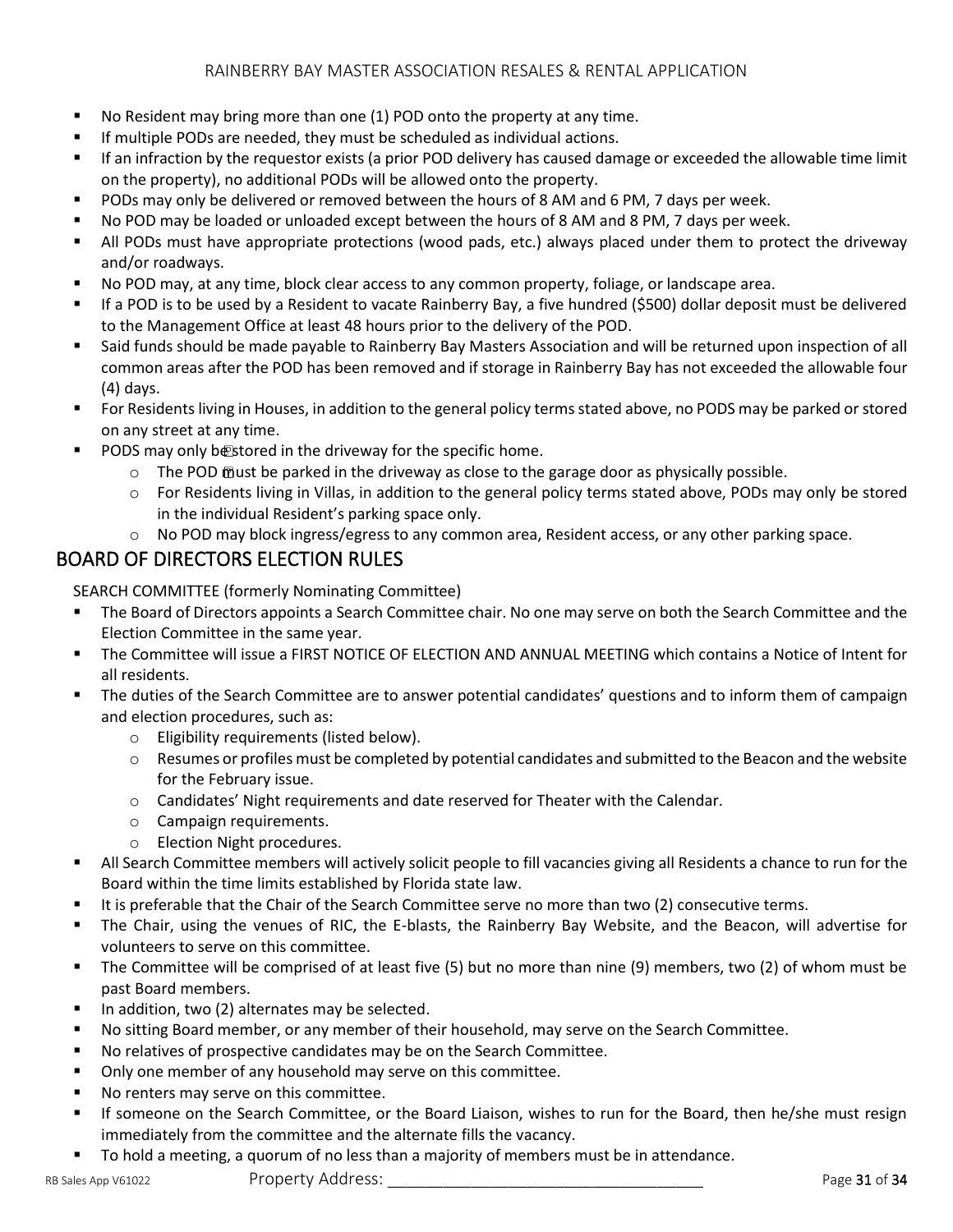- No Resident may bring more than one (1) POD onto the property at any time.
- If multiple PODs are needed, they must be scheduled as individual actions.
- If an infraction by the requestor exists (a prior POD delivery has caused damage or exceeded the allowable time limit on the property), no additional PODs will be allowed onto the property.
- PODs may only be delivered or removed between the hours of 8 AM and 6 PM, 7 days per week.
- No POD may be loaded or unloaded except between the hours of 8 AM and 8 PM, 7 days per week.
- All PODs must have appropriate protections (wood pads, etc.) always placed under them to protect the driveway and/or roadways.
- No POD may, at any time, block clear access to any common property, foliage, or landscape area.
- If a POD is to be used by a Resident to vacate Rainberry Bay, a five hundred ($500) dollar deposit must be delivered to the Management Office at least 48 hours prior to the delivery of the POD.
- Said funds should be made payable to Rainberry Bay Masters Association and will be returned upon inspection of all common areas after the POD has been removed and if storage in Rainberry Bay has not exceeded the allowable four (4) days.
- For Residents living in Houses, in addition to the general policy terms stated above, no PODS may be parked or stored on any street at any time.
- PODS may only be stored in the driveway for the specific home.
    - The POD must be parked in the driveway as close to the garage door as physically possible.
    - For Residents living in Villas, in addition to the general policy terms stated above, PODs may only be stored in the individual Resident's parking space only.
    - No POD may block ingress/egress to any common area, Resident access, or any other parking space.

## BOARD OF DIRECTORS ELECTION RULES

SEARCH COMMITTEE (formerly Nominating Committee)

- The Board of Directors appoints a Search Committee chair. No one may serve on both the Search Committee and the Election Committee in the same year.
- The Committee will issue a FIRST NOTICE OF ELECTION AND ANNUAL MEETING which contains a Notice of Intent for all residents.
- The duties of the Search Committee are to answer potential candidates' questions and to inform them of campaign and election procedures, such as:
    - Eligibility requirements (listed below).
    - Resumes or profiles must be completed by potential candidates and submitted to the Beacon and the website for the February issue.
    - Candidates' Night requirements and date reserved for Theater with the Calendar.
    - Campaign requirements.
    - Election Night procedures.
- All Search Committee members will actively solicit people to fill vacancies giving all Residents a chance to run for the Board within the time limits established by Florida state law.
- It is preferable that the Chair of the Search Committee serve no more than two (2) consecutive terms.
- The Chair, using the venues of RIC, the E-blasts, the Rainberry Bay Website, and the Beacon, will advertise for volunteers to serve on this committee.
- The Committee will be comprised of at least five (5) but no more than nine (9) members, two (2) of whom must be past Board members.
- In addition, two (2) alternates may be selected.
- No sitting Board member, or any member of their household, may serve on the Search Committee.
- No relatives of prospective candidates may be on the Search Committee.
- Only one member of any household may serve on this committee.
- No renters may serve on this committee.
- If someone on the Search Committee, or the Board Liaison, wishes to run for the Board, then he/she must resign immediately from the committee and the alternate fills the vacancy.
- To hold a meeting, a quorum of no less than a majority of members must be in attendance.

Property Address: ____________________________________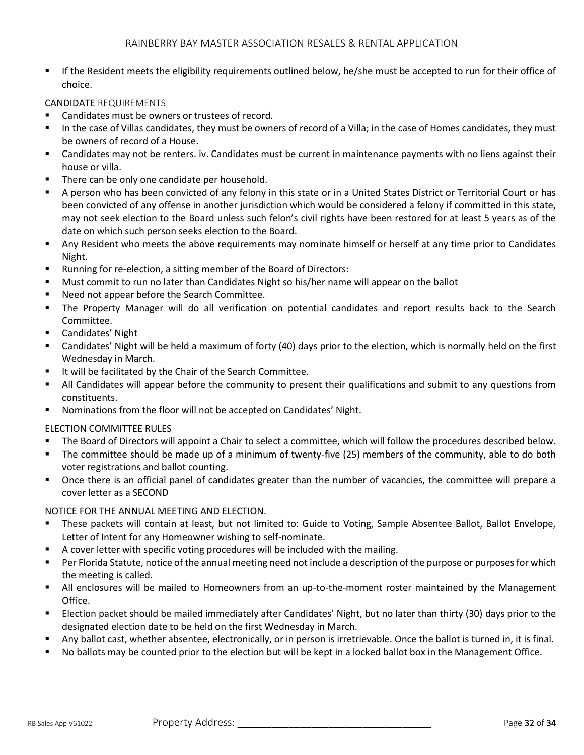- If the Resident meets the eligibility requirements outlined below, he/she must be accepted to run for their office of choice.

CANDIDATE REQUIREMENTS

- Candidates must be owners or trustees of record.
- In the case of Villas candidates, they must be owners of record of a Villa; in the case of Homes candidates, they must be owners of record of a House.
- Candidates may not be renters. iv. Candidates must be current in maintenance payments with no liens against their house or villa.
- There can be only one candidate per household.
- A person who has been convicted of any felony in this state or in a United States District or Territorial Court or has been convicted of any offense in another jurisdiction which would be considered a felony if committed in this state, may not seek election to the Board unless such felon's civil rights have been restored for at least 5 years as of the date on which such person seeks election to the Board.
- Any Resident who meets the above requirements may nominate himself or herself at any time prior to Candidates Night.
- Running for re-election, a sitting member of the Board of Directors:
- Must commit to run no later than Candidates Night so his/her name will appear on the ballot
- Need not appear before the Search Committee.
- The Property Manager will do all verification on potential candidates and report results back to the Search Committee.
- Candidates' Night
- Candidates' Night will be held a maximum of forty (40) days prior to the election, which is normally held on the first Wednesday in March.
- It will be facilitated by the Chair of the Search Committee.
- All Candidates will appear before the community to present their qualifications and submit to any questions from constituents.
- Nominations from the floor will not be accepted on Candidates' Night.

ELECTION COMMITTEE RULES

- The Board of Directors will appoint a Chair to select a committee, which will follow the procedures described below.
- The committee should be made up of a minimum of twenty-five (25) members of the community, able to do both voter registrations and ballot counting.
- Once there is an official panel of candidates greater than the number of vacancies, the committee will prepare a cover letter as a SECOND

NOTICE FOR THE ANNUAL MEETING AND ELECTION.

- These packets will contain at least, but not limited to: Guide to Voting, Sample Absentee Ballot, Ballot Envelope, Letter of Intent for any Homeowner wishing to self-nominate.
- A cover letter with specific voting procedures will be included with the mailing.
- Per Florida Statute, notice of the annual meeting need not include a description of the purpose or purposes for which the meeting is called.
- All enclosures will be mailed to Homeowners from an up-to-the-moment roster maintained by the Management Office.
- Election packet should be mailed immediately after Candidates' Night, but no later than thirty (30) days prior to the designated election date to be held on the first Wednesday in March.
- Any ballot cast, whether absentee, electronically, or in person is irretrievable. Once the ballot is turned in, it is final.
- No ballots may be counted prior to the election but will be kept in a locked ballot box in the Management Office.

Property Address: ____________________________________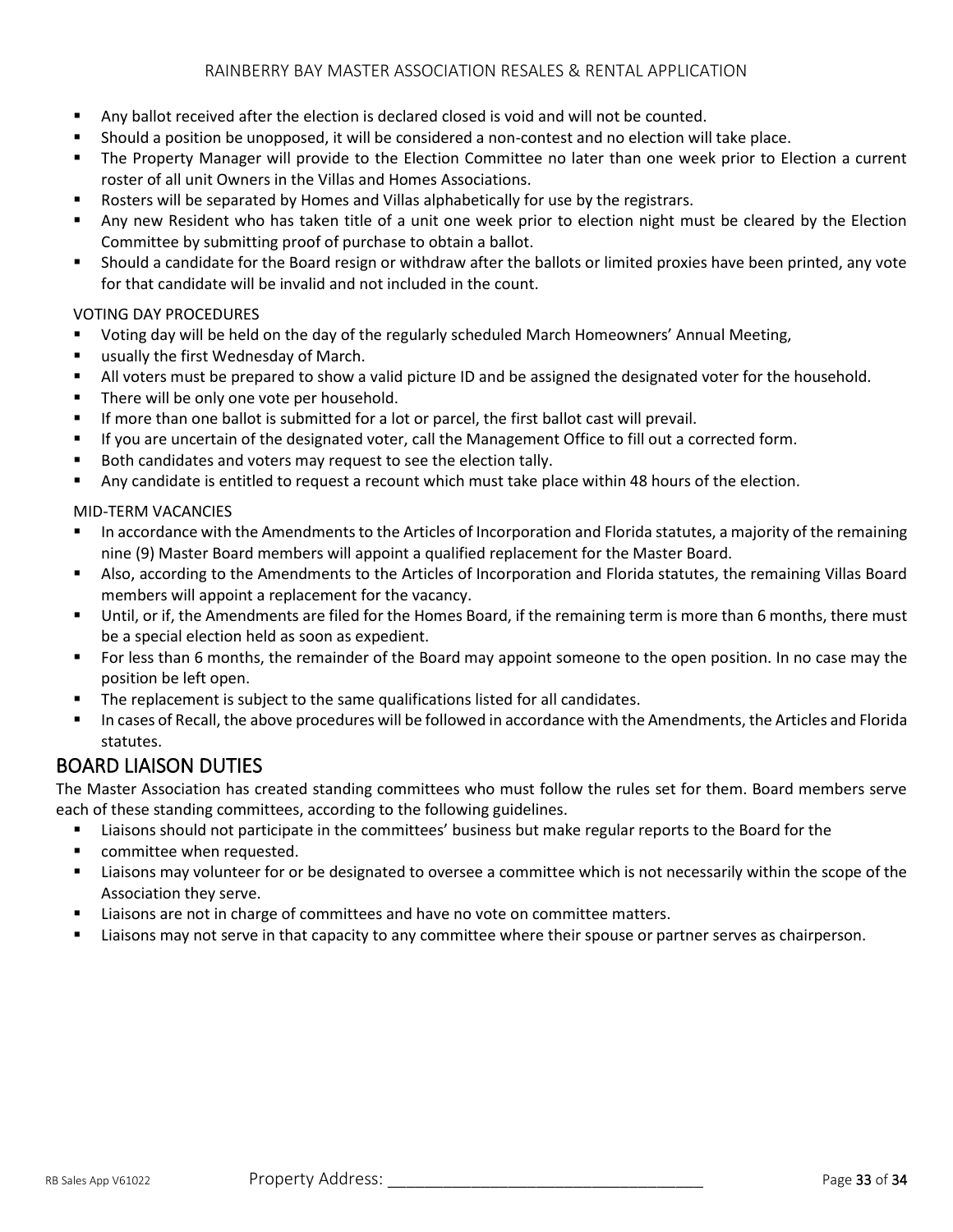- Any ballot received after the election is declared closed is void and will not be counted.
- Should a position be unopposed, it will be considered a non-contest and no election will take place.
- The Property Manager will provide to the Election Committee no later than one week prior to Election a current roster of all unit Owners in the Villas and Homes Associations.
- Rosters will be separated by Homes and Villas alphabetically for use by the registrars.
- Any new Resident who has taken title of a unit one week prior to election night must be cleared by the Election Committee by submitting proof of purchase to obtain a ballot.
- Should a candidate for the Board resign or withdraw after the ballots or limited proxies have been printed, any vote for that candidate will be invalid and not included in the count.

VOTING DAY PROCEDURES

- Voting day will be held on the day of the regularly scheduled March Homeowners' Annual Meeting,
- usually the first Wednesday of March.
- All voters must be prepared to show a valid picture ID and be assigned the designated voter for the household.
- There will be only one vote per household.
- If more than one ballot is submitted for a lot or parcel, the first ballot cast will prevail.
- If you are uncertain of the designated voter, call the Management Office to fill out a corrected form.
- Both candidates and voters may request to see the election tally.
- Any candidate is entitled to request a recount which must take place within 48 hours of the election.

MID-TERM VACANCIES

- In accordance with the Amendments to the Articles of Incorporation and Florida statutes, a majority of the remaining nine (9) Master Board members will appoint a qualified replacement for the Master Board.
- Also, according to the Amendments to the Articles of Incorporation and Florida statutes, the remaining Villas Board members will appoint a replacement for the vacancy.
- Until, or if, the Amendments are filed for the Homes Board, if the remaining term is more than 6 months, there must be a special election held as soon as expedient.
- For less than 6 months, the remainder of the Board may appoint someone to the open position. In no case may the position be left open.
- The replacement is subject to the same qualifications listed for all candidates.
- In cases of Recall, the above procedures will be followed in accordance with the Amendments, the Articles and Florida statutes.

## BOARD LIAISON DUTIES

The Master Association has created standing committees who must follow the rules set for them. Board members serve each of these standing committees, according to the following guidelines.

- Liaisons should not participate in the committees' business but make regular reports to the Board for the
- committee when requested.
- Liaisons may volunteer for or be designated to oversee a committee which is not necessarily within the scope of the Association they serve.
- Liaisons are not in charge of committees and have no vote on committee matters.
- Liaisons may not serve in that capacity to any committee where their spouse or partner serves as chairperson.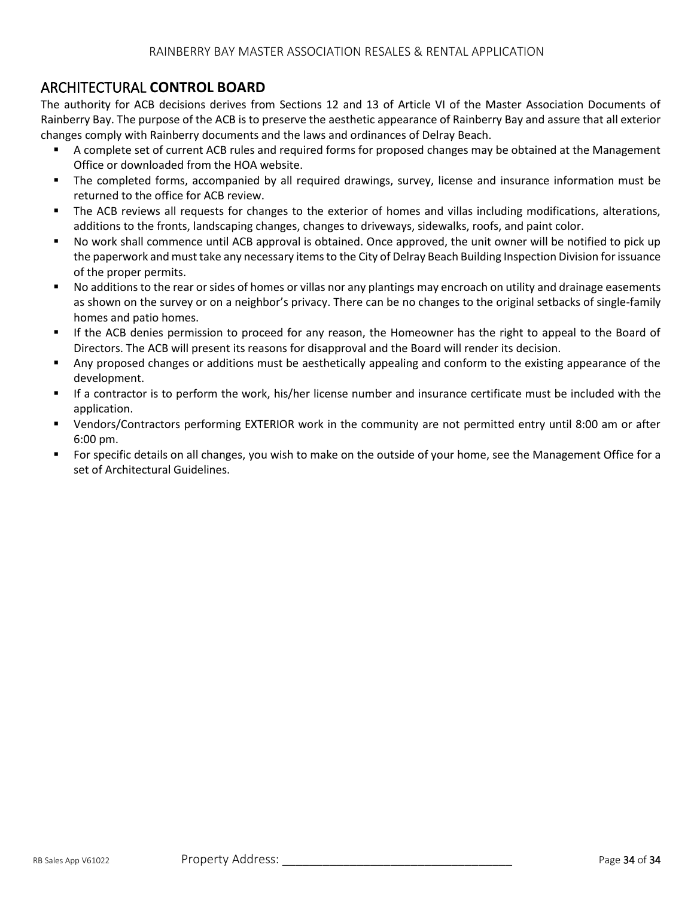## ARCHITECTURAL **CONTROL BOARD**

The authority for ACB decisions derives from Sections 12 and 13 of Article VI of the Master Association Documents of Rainberry Bay. The purpose of the ACB is to preserve the aesthetic appearance of Rainberry Bay and assure that all exterior changes comply with Rainberry documents and the laws and ordinances of Delray Beach.

- A complete set of current ACB rules and required forms for proposed changes may be obtained at the Management Office or downloaded from the HOA website.
- The completed forms, accompanied by all required drawings, survey, license and insurance information must be returned to the office for ACB review.
- The ACB reviews all requests for changes to the exterior of homes and villas including modifications, alterations, additions to the fronts, landscaping changes, changes to driveways, sidewalks, roofs, and paint color.
- No work shall commence until ACB approval is obtained. Once approved, the unit owner will be notified to pick up the paperwork and must take any necessary items to the City of Delray Beach Building Inspection Division for issuance of the proper permits.
- No additions to the rear or sides of homes or villas nor any plantings may encroach on utility and drainage easements as shown on the survey or on a neighbor's privacy. There can be no changes to the original setbacks of single-family homes and patio homes.
- If the ACB denies permission to proceed for any reason, the Homeowner has the right to appeal to the Board of Directors. The ACB will present its reasons for disapproval and the Board will render its decision.
- Any proposed changes or additions must be aesthetically appealing and conform to the existing appearance of the development.
- If a contractor is to perform the work, his/her license number and insurance certificate must be included with the application.
- Vendors/Contractors performing EXTERIOR work in the community are not permitted entry until 8:00 am or after 6:00 pm.
- For specific details on all changes, you wish to make on the outside of your home, see the Management Office for a set of Architectural Guidelines.

Property Address: ___________________________________